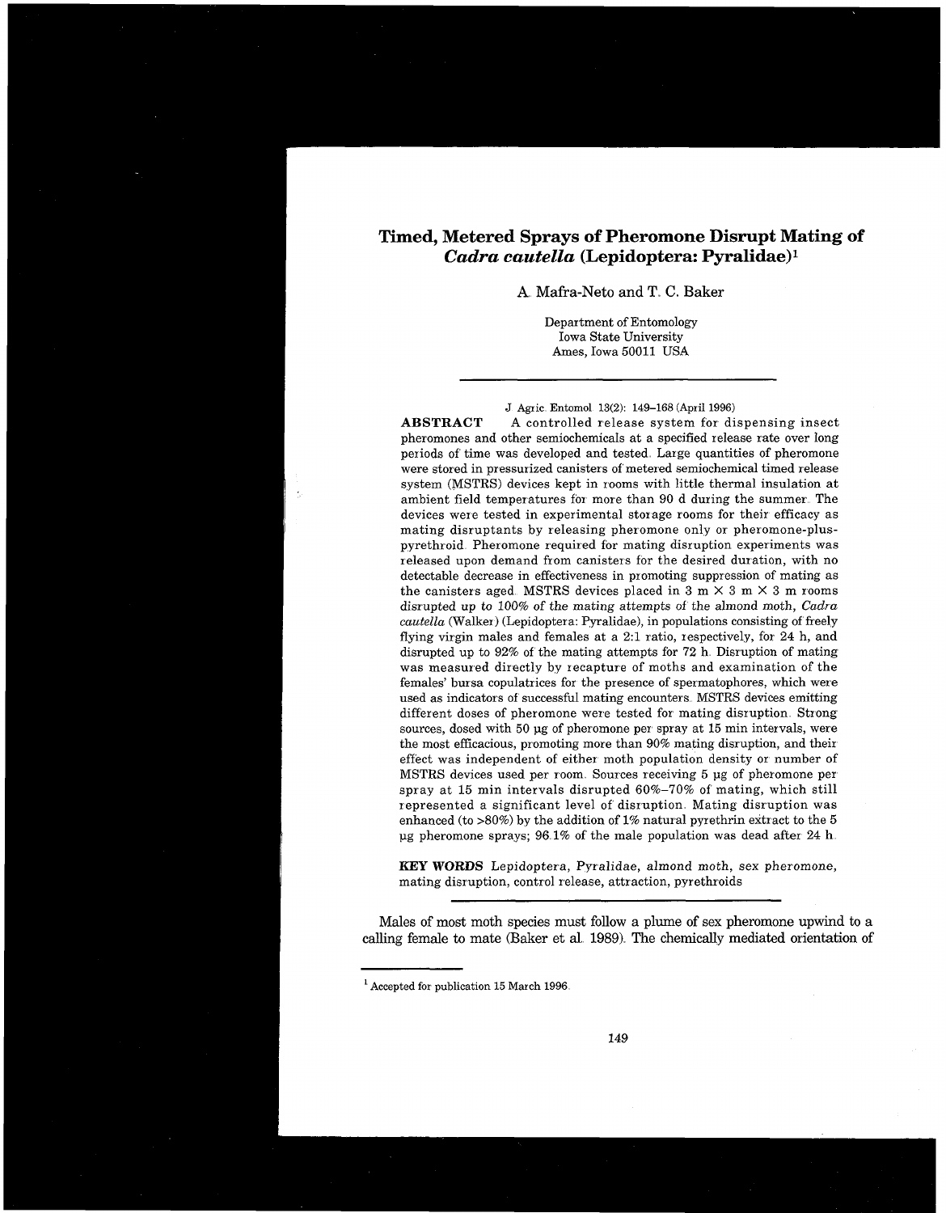# Timed, Metered Sprays of Pheromone Disrupt Mating of *Cadra cautella* (Lepidoptera: Pyralidae)[1]

A. Mafra-Neto and T. C. Baker

Department of Entomology
Iowa State University
Ames, Iowa 50011 USA

J Agric. Entomol 13(2): 149–168 (April 1996)

**ABSTRACT** A controlled release system for dispensing insect pheromones and other semiochemicals at a specified release rate over long periods of time was developed and tested. Large quantities of pheromone were stored in pressurized canisters of metered semiochemical timed release system (MSTRS) devices kept in rooms with little thermal insulation at ambient field temperatures for more than 90 d during the summer. The devices were tested in experimental storage rooms for their efficacy as mating disruptants by releasing pheromone only or pheromone-plus-pyrethroid. Pheromone required for mating disruption experiments was released upon demand from canisters for the desired duration, with no detectable decrease in effectiveness in promoting suppression of mating as the canisters aged. MSTRS devices placed in 3 m × 3 m × 3 m rooms disrupted up to 100% of the mating attempts of the almond moth, *Cadra cautella* (Walker) (Lepidoptera: Pyralidae), in populations consisting of freely flying virgin males and females at a 2:1 ratio, respectively, for 24 h, and disrupted up to 92% of the mating attempts for 72 h. Disruption of mating was measured directly by recapture of moths and examination of the females' bursa copulatrices for the presence of spermatophores, which were used as indicators of successful mating encounters. MSTRS devices emitting different doses of pheromone were tested for mating disruption. Strong sources, dosed with 50 µg of pheromone per spray at 15 min intervals, were the most efficacious, promoting more than 90% mating disruption, and their effect was independent of either moth population density or number of MSTRS devices used per room. Sources receiving 5 µg of pheromone per spray at 15 min intervals disrupted 60%–70% of mating, which still represented a significant level of disruption. Mating disruption was enhanced (to >80%) by the addition of 1% natural pyrethrin extract to the 5 µg pheromone sprays; 96.1% of the male population was dead after 24 h.

**KEY WORDS** Lepidoptera, Pyralidae, almond moth, sex pheromone, mating disruption, control release, attraction, pyrethroids

Males of most moth species must follow a plume of sex pheromone upwind to a calling female to mate (Baker et al. 1989). The chemically mediated orientation of

[1] Accepted for publication 15 March 1996.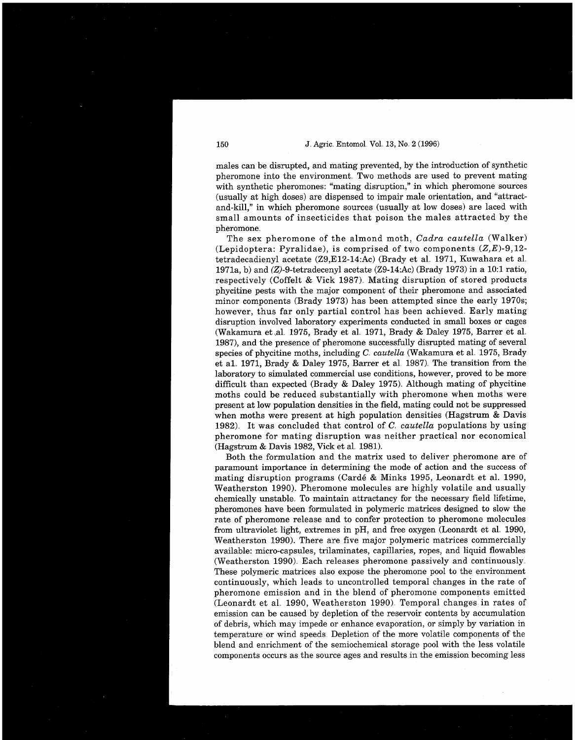males can be disrupted, and mating prevented, by the introduction of synthetic pheromone into the environment. Two methods are used to prevent mating with synthetic pheromones: "mating disruption," in which pheromone sources (usually at high doses) are dispensed to impair male orientation, and "attract-and-kill," in which pheromone sources (usually at low doses) are laced with small amounts of insecticides that poison the males attracted by the pheromone.

The sex pheromone of the almond moth, *Cadra cautella* (Walker) (Lepidoptera: Pyralidae), is comprised of two components *(Z,E)*-9,12-tetradecadienyl acetate (Z9,E12-14:Ac) (Brady et al. 1971, Kuwahara et al. 1971a, b) and *(Z)*-9-tetradecenyl acetate (Z9-14:Ac) (Brady 1973) in a 10:1 ratio, respectively (Coffelt & Vick 1987). Mating disruption of stored products phycitine pests with the major component of their pheromone and associated minor components (Brady 1973) has been attempted since the early 1970s; however, thus far only partial control has been achieved. Early mating disruption involved laboratory experiments conducted in small boxes or cages (Wakamura et al. 1975, Brady et al. 1971, Brady & Daley 1975, Barrer et al. 1987), and the presence of pheromone successfully disrupted mating of several species of phycitine moths, including *C. cautella* (Wakamura et al. 1975, Brady et al. 1971, Brady & Daley 1975, Barrer et al. 1987). The transition from the laboratory to simulated commercial use conditions, however, proved to be more difficult than expected (Brady & Daley 1975). Although mating of phycitine moths could be reduced substantially with pheromone when moths were present at low population densities in the field, mating could not be suppressed when moths were present at high population densities (Hagstrum & Davis 1982). It was concluded that control of *C. cautella* populations by using pheromone for mating disruption was neither practical nor economical (Hagstrum & Davis 1982, Vick et al. 1981).

Both the formulation and the matrix used to deliver pheromone are of paramount importance in determining the mode of action and the success of mating disruption programs (Cardé & Minks 1995, Leonardt et al. 1990, Weatherston 1990). Pheromone molecules are highly volatile and usually chemically unstable. To maintain attractancy for the necessary field lifetime, pheromones have been formulated in polymeric matrices designed to slow the rate of pheromone release and to confer protection to pheromone molecules from ultraviolet light, extremes in pH, and free oxygen (Leonardt et al. 1990, Weatherston 1990). There are five major polymeric matrices commercially available: micro-capsules, trilaminates, capillaries, ropes, and liquid flowables (Weatherston 1990). Each releases pheromone passively and continuously. These polymeric matrices also expose the pheromone pool to the environment continuously, which leads to uncontrolled temporal changes in the rate of pheromone emission and in the blend of pheromone components emitted (Leonardt et al. 1990, Weatherston 1990). Temporal changes in rates of emission can be caused by depletion of the reservoir contents by accumulation of debris, which may impede or enhance evaporation, or simply by variation in temperature or wind speeds. Depletion of the more volatile components of the blend and enrichment of the semiochemical storage pool with the less volatile components occurs as the source ages and results in the emission becoming less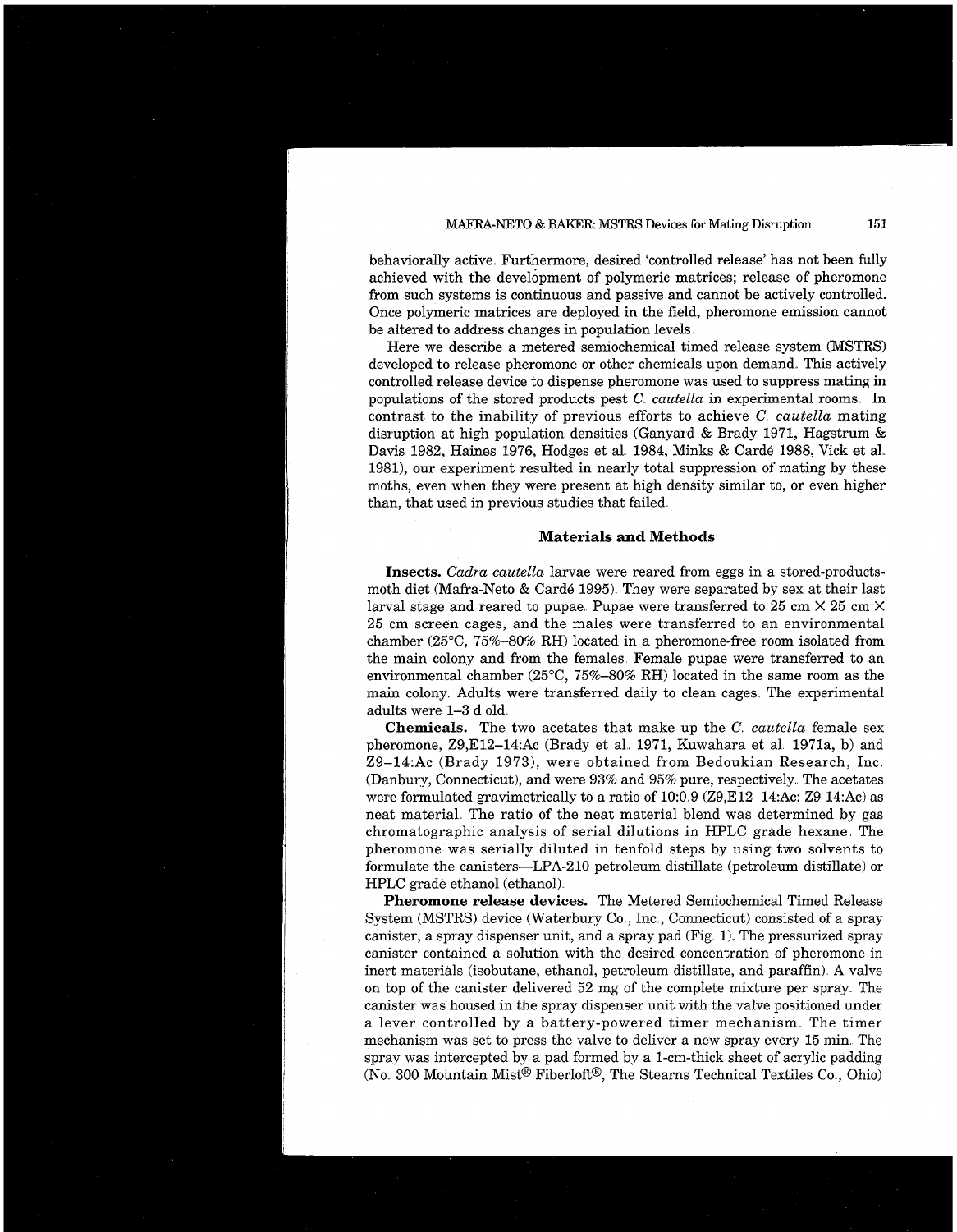behaviorally active. Furthermore, desired 'controlled release' has not been fully achieved with the development of polymeric matrices; release of pheromone from such systems is continuous and passive and cannot be actively controlled. Once polymeric matrices are deployed in the field, pheromone emission cannot be altered to address changes in population levels.

Here we describe a metered semiochemical timed release system (MSTRS) developed to release pheromone or other chemicals upon demand. This actively controlled release device to dispense pheromone was used to suppress mating in populations of the stored products pest *C. cautella* in experimental rooms. In contrast to the inability of previous efforts to achieve *C. cautella* mating disruption at high population densities (Ganyard & Brady 1971, Hagstrum & Davis 1982, Haines 1976, Hodges et al. 1984, Minks & Cardé 1988, Vick et al. 1981), our experiment resulted in nearly total suppression of mating by these moths, even when they were present at high density similar to, or even higher than, that used in previous studies that failed.

## Materials and Methods

**Insects.** *Cadra cautella* larvae were reared from eggs in a stored-products-moth diet (Mafra-Neto & Cardé 1995). They were separated by sex at their last larval stage and reared to pupae. Pupae were transferred to 25 cm × 25 cm × 25 cm screen cages, and the males were transferred to an environmental chamber (25°C, 75%–80% RH) located in a pheromone-free room isolated from the main colony and from the females. Female pupae were transferred to an environmental chamber (25°C, 75%–80% RH) located in the same room as the main colony. Adults were transferred daily to clean cages. The experimental adults were 1–3 d old.

**Chemicals.** The two acetates that make up the *C. cautella* female sex pheromone, Z9,E12–14:Ac (Brady et al. 1971, Kuwahara et al. 1971a, b) and Z9–14:Ac (Brady 1973), were obtained from Bedoukian Research, Inc. (Danbury, Connecticut), and were 93% and 95% pure, respectively. The acetates were formulated gravimetrically to a ratio of 10:0.9 (Z9,E12–14:Ac: Z9-14:Ac) as neat material. The ratio of the neat material blend was determined by gas chromatographic analysis of serial dilutions in HPLC grade hexane. The pheromone was serially diluted in tenfold steps by using two solvents to formulate the canisters—LPA-210 petroleum distillate (petroleum distillate) or HPLC grade ethanol (ethanol).

**Pheromone release devices.** The Metered Semiochemical Timed Release System (MSTRS) device (Waterbury Co., Inc., Connecticut) consisted of a spray canister, a spray dispenser unit, and a spray pad (Fig. 1). The pressurized spray canister contained a solution with the desired concentration of pheromone in inert materials (isobutane, ethanol, petroleum distillate, and paraffin). A valve on top of the canister delivered 52 mg of the complete mixture per spray. The canister was housed in the spray dispenser unit with the valve positioned under a lever controlled by a battery-powered timer mechanism. The timer mechanism was set to press the valve to deliver a new spray every 15 min. The spray was intercepted by a pad formed by a 1-cm-thick sheet of acrylic padding (No. 300 Mountain Mist® Fiberloft®, The Stearns Technical Textiles Co., Ohio)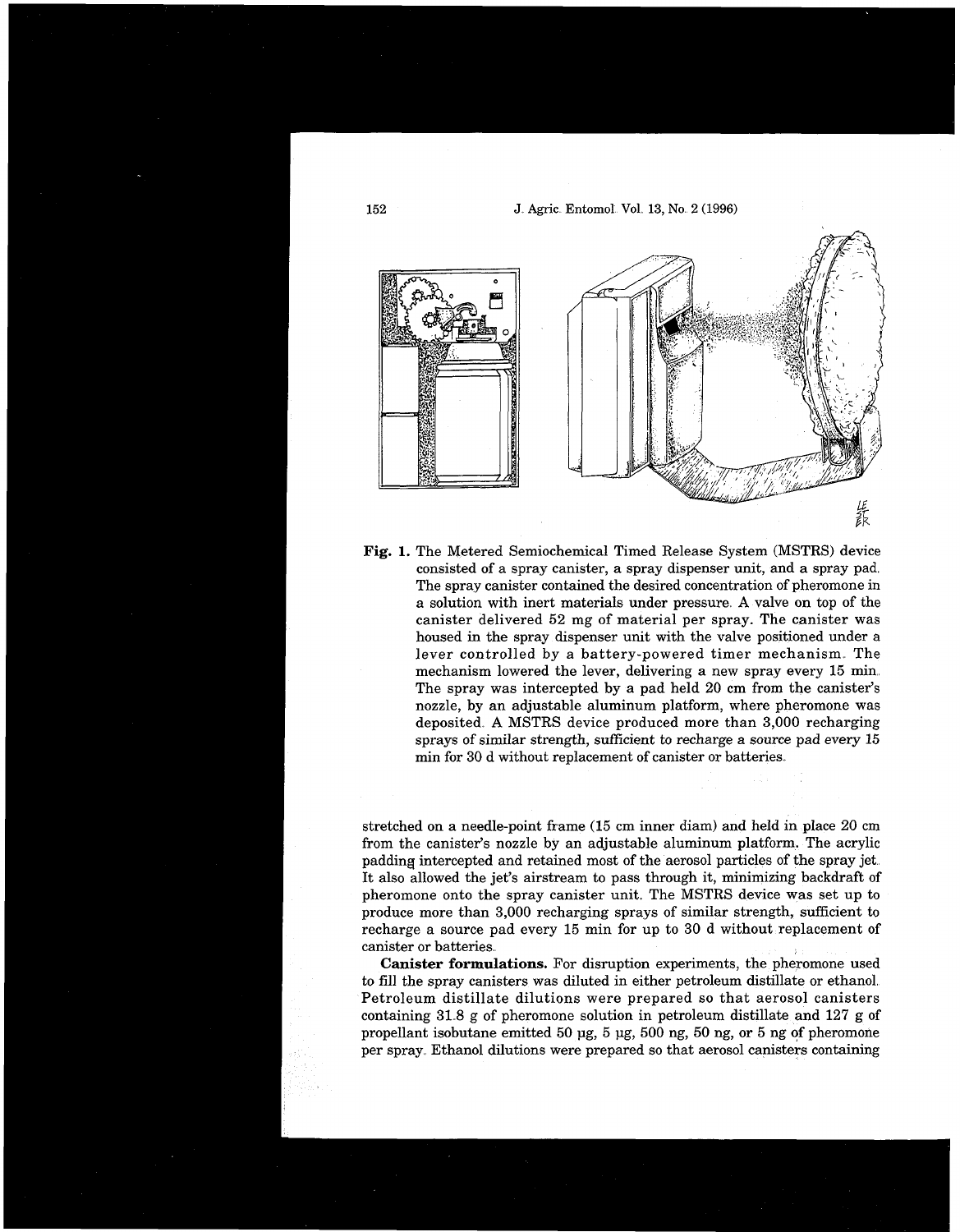**Fig. 1.** The Metered Semiochemical Timed Release System (MSTRS) device consisted of a spray canister, a spray dispenser unit, and a spray pad. The spray canister contained the desired concentration of pheromone in a solution with inert materials under pressure. A valve on top of the canister delivered 52 mg of material per spray. The canister was housed in the spray dispenser unit with the valve positioned under a lever controlled by a battery-powered timer mechanism. The mechanism lowered the lever, delivering a new spray every 15 min. The spray was intercepted by a pad held 20 cm from the canister's nozzle, by an adjustable aluminum platform, where pheromone was deposited. A MSTRS device produced more than 3,000 recharging sprays of similar strength, sufficient to recharge a source pad every 15 min for 30 d without replacement of canister or batteries.

stretched on a needle-point frame (15 cm inner diam) and held in place 20 cm from the canister's nozzle by an adjustable aluminum platform. The acrylic padding intercepted and retained most of the aerosol particles of the spray jet. It also allowed the jet's airstream to pass through it, minimizing backdraft of pheromone onto the spray canister unit. The MSTRS device was set up to produce more than 3,000 recharging sprays of similar strength, sufficient to recharge a source pad every 15 min for up to 30 d without replacement of canister or batteries.

**Canister formulations.** For disruption experiments, the pheromone used to fill the spray canisters was diluted in either petroleum distillate or ethanol. Petroleum distillate dilutions were prepared so that aerosol canisters containing 31.8 g of pheromone solution in petroleum distillate and 127 g of propellant isobutane emitted 50 µg, 5 µg, 500 ng, 50 ng, or 5 ng of pheromone per spray. Ethanol dilutions were prepared so that aerosol canisters containing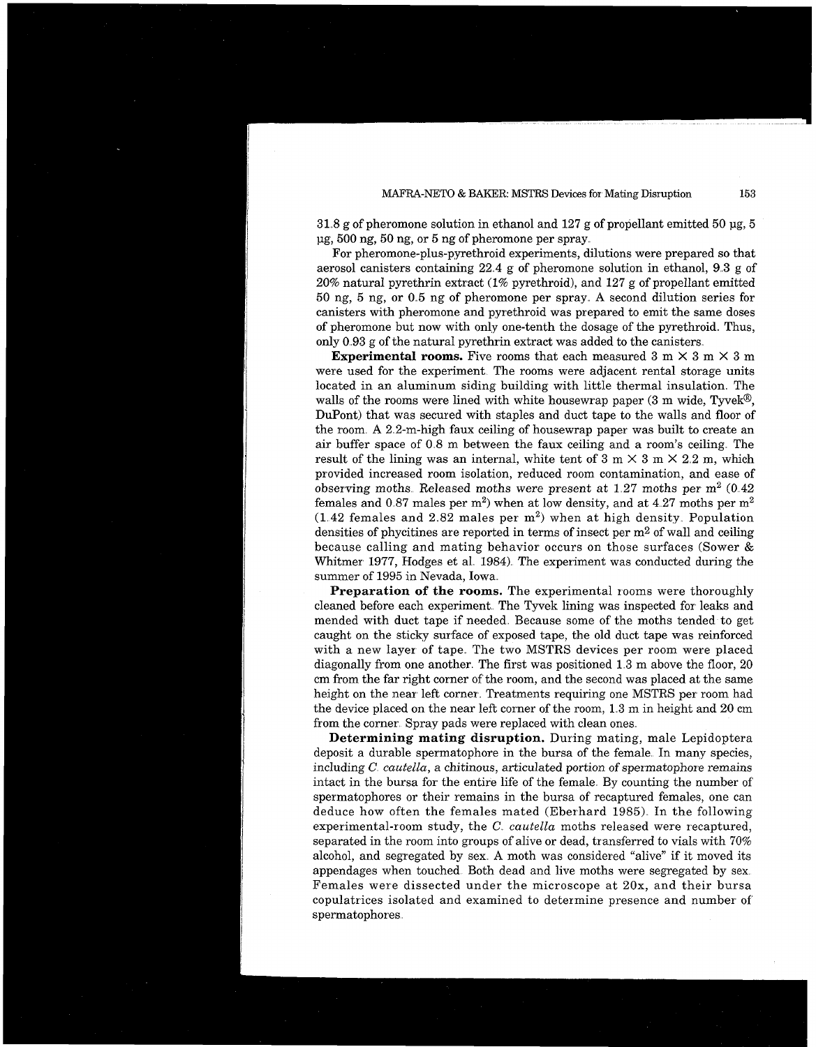31.8 g of pheromone solution in ethanol and 127 g of propellant emitted 50 µg, 5 µg, 500 ng, 50 ng, or 5 ng of pheromone per spray.

For pheromone-plus-pyrethroid experiments, dilutions were prepared so that aerosol canisters containing 22.4 g of pheromone solution in ethanol, 9.3 g of 20% natural pyrethrin extract (1% pyrethroid), and 127 g of propellant emitted 50 ng, 5 ng, or 0.5 ng of pheromone per spray. A second dilution series for canisters with pheromone and pyrethroid was prepared to emit the same doses of pheromone but now with only one-tenth the dosage of the pyrethroid. Thus, only 0.93 g of the natural pyrethrin extract was added to the canisters.

**Experimental rooms.** Five rooms that each measured 3 m × 3 m × 3 m were used for the experiment. The rooms were adjacent rental storage units located in an aluminum siding building with little thermal insulation. The walls of the rooms were lined with white housewrap paper (3 m wide, Tyvek®, DuPont) that was secured with staples and duct tape to the walls and floor of the room. A 2.2-m-high faux ceiling of housewrap paper was built to create an air buffer space of 0.8 m between the faux ceiling and a room's ceiling. The result of the lining was an internal, white tent of 3 m × 3 m × 2.2 m, which provided increased room isolation, reduced room contamination, and ease of observing moths. Released moths were present at 1.27 moths per $m^2$ (0.42 females and 0.87 males per $m^2$) when at low density, and at 4.27 moths per $m^2$ (1.42 females and 2.82 males per $m^2$) when at high density. Population densities of phycitines are reported in terms of insect per $m^2$ of wall and ceiling because calling and mating behavior occurs on those surfaces (Sower & Whitmer 1977, Hodges et al. 1984). The experiment was conducted during the summer of 1995 in Nevada, Iowa.

**Preparation of the rooms.** The experimental rooms were thoroughly cleaned before each experiment. The Tyvek lining was inspected for leaks and mended with duct tape if needed. Because some of the moths tended to get caught on the sticky surface of exposed tape, the old duct tape was reinforced with a new layer of tape. The two MSTRS devices per room were placed diagonally from one another. The first was positioned 1.3 m above the floor, 20 cm from the far right corner of the room, and the second was placed at the same height on the near left corner. Treatments requiring one MSTRS per room had the device placed on the near left corner of the room, 1.3 m in height and 20 cm from the corner. Spray pads were replaced with clean ones.

**Determining mating disruption.** During mating, male Lepidoptera deposit a durable spermatophore in the bursa of the female. In many species, including *C. cautella*, a chitinous, articulated portion of spermatophore remains intact in the bursa for the entire life of the female. By counting the number of spermatophores or their remains in the bursa of recaptured females, one can deduce how often the females mated (Eberhard 1985). In the following experimental-room study, the *C. cautella* moths released were recaptured, separated in the room into groups of alive or dead, transferred to vials with 70% alcohol, and segregated by sex. A moth was considered "alive" if it moved its appendages when touched. Both dead and live moths were segregated by sex. Females were dissected under the microscope at 20x, and their bursa copulatrices isolated and examined to determine presence and number of spermatophores.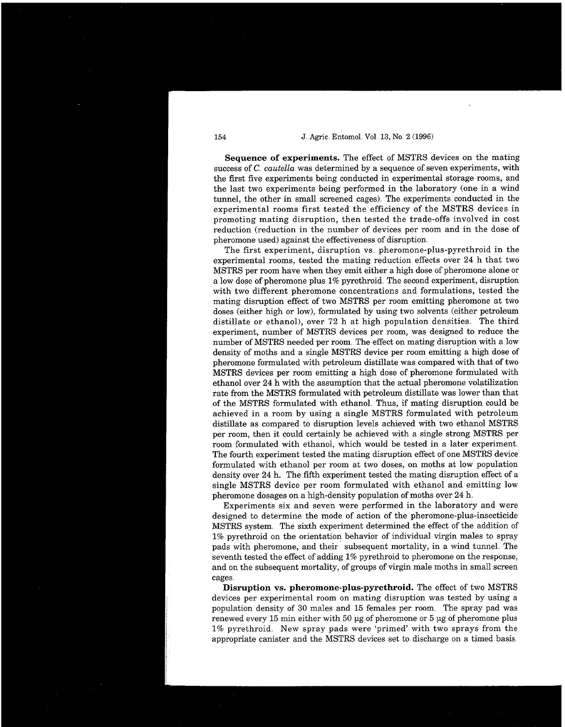**Sequence of experiments.** The effect of MSTRS devices on the mating success of *C. cautella* was determined by a sequence of seven experiments, with the first five experiments being conducted in experimental storage rooms, and the last two experiments being performed in the laboratory (one in a wind tunnel, the other in small screened cages). The experiments conducted in the experimental rooms first tested the efficiency of the MSTRS devices in promoting mating disruption, then tested the trade-offs involved in cost reduction (reduction in the number of devices per room and in the dose of pheromone used) against the effectiveness of disruption.

The first experiment, disruption vs. pheromone-plus-pyrethroid in the experimental rooms, tested the mating reduction effects over 24 h that two MSTRS per room have when they emit either a high dose of pheromone alone or a low dose of pheromone plus 1% pyrethroid. The second experiment, disruption with two different pheromone concentrations and formulations, tested the mating disruption effect of two MSTRS per room emitting pheromone at two doses (either high or low), formulated by using two solvents (either petroleum distillate or ethanol), over 72 h at high population densities. The third experiment, number of MSTRS devices per room, was designed to reduce the number of MSTRS needed per room. The effect on mating disruption with a low density of moths and a single MSTRS device per room emitting a high dose of pheromone formulated with petroleum distillate was compared with that of two MSTRS devices per room emitting a high dose of pheromone formulated with ethanol over 24 h with the assumption that the actual pheromone volatilization rate from the MSTRS formulated with petroleum distillate was lower than that of the MSTRS formulated with ethanol. Thus, if mating disruption could be achieved in a room by using a single MSTRS formulated with petroleum distillate as compared to disruption levels achieved with two ethanol MSTRS per room, then it could certainly be achieved with a single strong MSTRS per room formulated with ethanol, which would be tested in a later experiment. The fourth experiment tested the mating disruption effect of one MSTRS device formulated with ethanol per room at two doses, on moths at low population density over 24 h. The fifth experiment tested the mating disruption effect of a single MSTRS device per room formulated with ethanol and emitting low pheromone dosages on a high-density population of moths over 24 h.

Experiments six and seven were performed in the laboratory and were designed to determine the mode of action of the pheromone-plus-insecticide MSTRS system. The sixth experiment determined the effect of the addition of 1% pyrethroid on the orientation behavior of individual virgin males to spray pads with pheromone, and their subsequent mortality, in a wind tunnel. The seventh tested the effect of adding 1% pyrethroid to pheromone on the response, and on the subsequent mortality, of groups of virgin male moths in small screen cages.

**Disruption vs. pheromone-plus-pyrethroid.** The effect of two MSTRS devices per experimental room on mating disruption was tested by using a population density of 30 males and 15 females per room. The spray pad was renewed every 15 min either with 50 µg of pheromone or 5 µg of pheromone plus 1% pyrethroid. New spray pads were 'primed' with two sprays from the appropriate canister and the MSTRS devices set to discharge on a timed basis.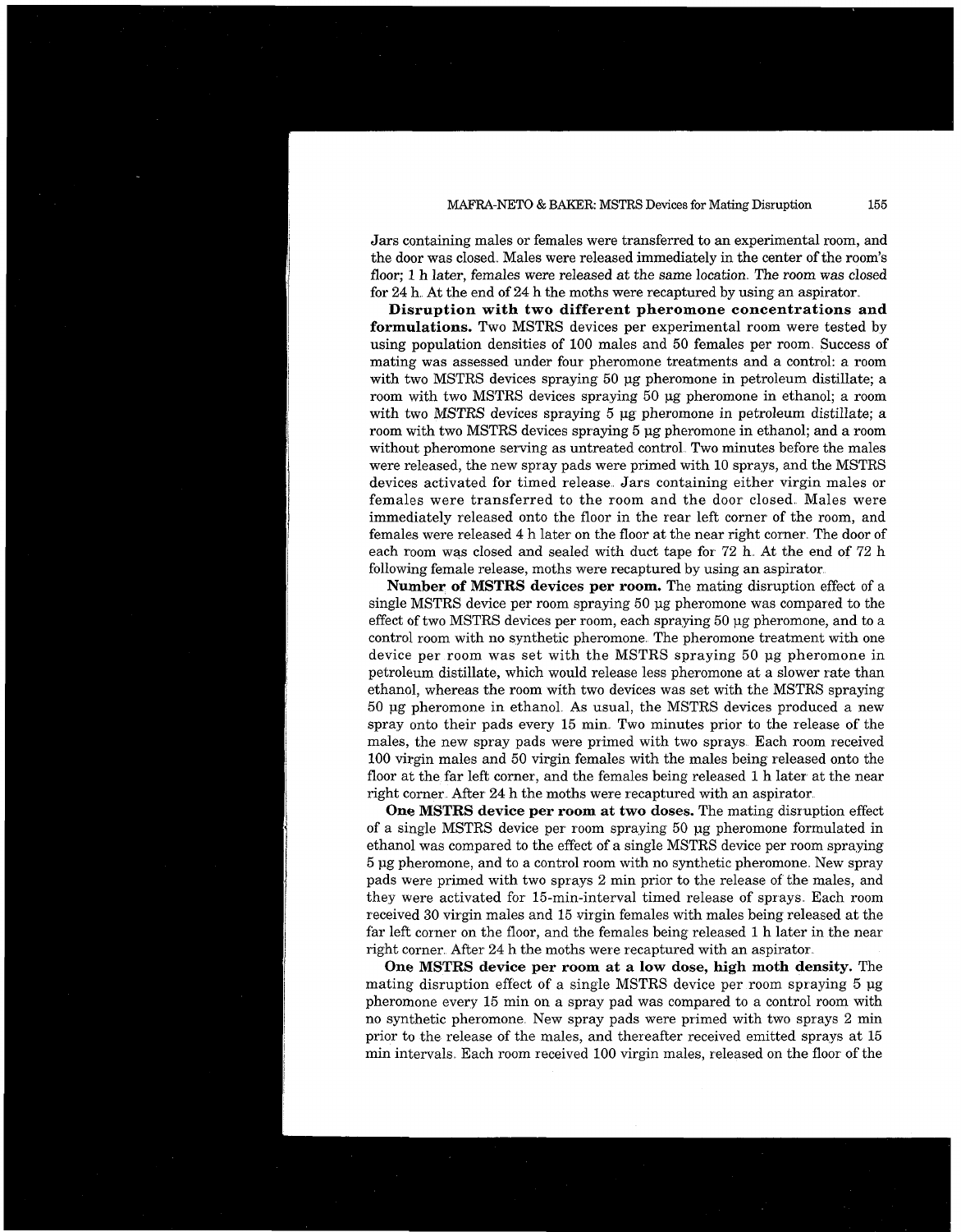Jars containing males or females were transferred to an experimental room, and the door was closed. Males were released immediately in the center of the room's floor; 1 h later, females were released at the same location. The room was closed for 24 h. At the end of 24 h the moths were recaptured by using an aspirator.

**Disruption with two different pheromone concentrations and formulations.** Two MSTRS devices per experimental room were tested by using population densities of 100 males and 50 females per room. Success of mating was assessed under four pheromone treatments and a control: a room with two MSTRS devices spraying 50 µg pheromone in petroleum distillate; a room with two MSTRS devices spraying 50 µg pheromone in ethanol; a room with two MSTRS devices spraying 5 µg pheromone in petroleum distillate; a room with two MSTRS devices spraying 5 µg pheromone in ethanol; and a room without pheromone serving as untreated control. Two minutes before the males were released, the new spray pads were primed with 10 sprays, and the MSTRS devices activated for timed release. Jars containing either virgin males or females were transferred to the room and the door closed. Males were immediately released onto the floor in the rear left corner of the room, and females were released 4 h later on the floor at the near right corner. The door of each room was closed and sealed with duct tape for 72 h. At the end of 72 h following female release, moths were recaptured by using an aspirator.

**Number of MSTRS devices per room.** The mating disruption effect of a single MSTRS device per room spraying 50 µg pheromone was compared to the effect of two MSTRS devices per room, each spraying 50 µg pheromone, and to a control room with no synthetic pheromone. The pheromone treatment with one device per room was set with the MSTRS spraying 50 µg pheromone in petroleum distillate, which would release less pheromone at a slower rate than ethanol, whereas the room with two devices was set with the MSTRS spraying 50 µg pheromone in ethanol. As usual, the MSTRS devices produced a new spray onto their pads every 15 min. Two minutes prior to the release of the males, the new spray pads were primed with two sprays. Each room received 100 virgin males and 50 virgin females with the males being released onto the floor at the far left corner, and the females being released 1 h later at the near right corner. After 24 h the moths were recaptured with an aspirator.

**One MSTRS device per room at two doses.** The mating disruption effect of a single MSTRS device per room spraying 50 µg pheromone formulated in ethanol was compared to the effect of a single MSTRS device per room spraying 5 µg pheromone, and to a control room with no synthetic pheromone. New spray pads were primed with two sprays 2 min prior to the release of the males, and they were activated for 15-min-interval timed release of sprays. Each room received 30 virgin males and 15 virgin females with males being released at the far left corner on the floor, and the females being released 1 h later in the near right corner. After 24 h the moths were recaptured with an aspirator.

**One MSTRS device per room at a low dose, high moth density.** The mating disruption effect of a single MSTRS device per room spraying 5 µg pheromone every 15 min on a spray pad was compared to a control room with no synthetic pheromone. New spray pads were primed with two sprays 2 min prior to the release of the males, and thereafter received emitted sprays at 15 min intervals. Each room received 100 virgin males, released on the floor of the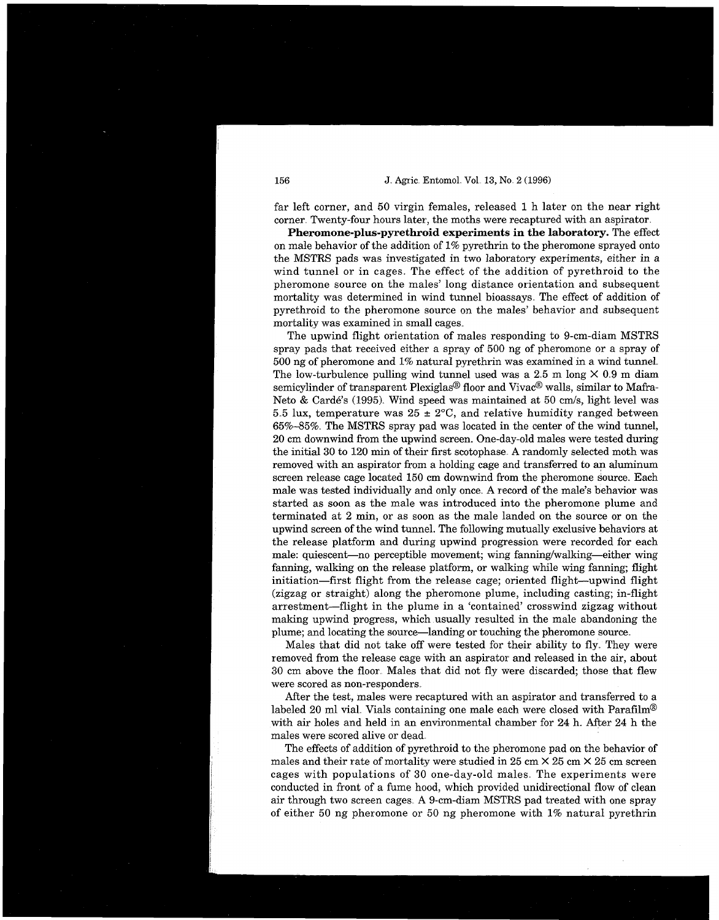far left corner, and 50 virgin females, released 1 h later on the near right corner. Twenty-four hours later, the moths were recaptured with an aspirator.

**Pheromone-plus-pyrethroid experiments in the laboratory.** The effect on male behavior of the addition of 1% pyrethrin to the pheromone sprayed onto the MSTRS pads was investigated in two laboratory experiments, either in a wind tunnel or in cages. The effect of the addition of pyrethroid to the pheromone source on the males' long distance orientation and subsequent mortality was determined in wind tunnel bioassays. The effect of addition of pyrethroid to the pheromone source on the males' behavior and subsequent mortality was examined in small cages.

The upwind flight orientation of males responding to 9-cm-diam MSTRS spray pads that received either a spray of 500 ng of pheromone or a spray of 500 ng of pheromone and 1% natural pyrethrin was examined in a wind tunnel. The low-turbulence pulling wind tunnel used was a 2.5 m long × 0.9 m diam semicylinder of transparent Plexiglas® floor and Vivac® walls, similar to Mafra-Neto & Cardé's (1995). Wind speed was maintained at 50 cm/s, light level was 5.5 lux, temperature was 25 ± 2°C, and relative humidity ranged between 65%–85%. The MSTRS spray pad was located in the center of the wind tunnel, 20 cm downwind from the upwind screen. One-day-old males were tested during the initial 30 to 120 min of their first scotophase. A randomly selected moth was removed with an aspirator from a holding cage and transferred to an aluminum screen release cage located 150 cm downwind from the pheromone source. Each male was tested individually and only once. A record of the male's behavior was started as soon as the male was introduced into the pheromone plume and terminated at 2 min, or as soon as the male landed on the source or on the upwind screen of the wind tunnel. The following mutually exclusive behaviors at the release platform and during upwind progression were recorded for each male: quiescent—no perceptible movement; wing fanning/walking—either wing fanning, walking on the release platform, or walking while wing fanning; flight initiation—first flight from the release cage; oriented flight—upwind flight (zigzag or straight) along the pheromone plume, including casting; in-flight arrestment—flight in the plume in a 'contained' crosswind zigzag without making upwind progress, which usually resulted in the male abandoning the plume; and locating the source—landing or touching the pheromone source.

Males that did not take off were tested for their ability to fly. They were removed from the release cage with an aspirator and released in the air, about 30 cm above the floor. Males that did not fly were discarded; those that flew were scored as non-responders.

After the test, males were recaptured with an aspirator and transferred to a labeled 20 ml vial. Vials containing one male each were closed with Parafilm® with air holes and held in an environmental chamber for 24 h. After 24 h the males were scored alive or dead.

The effects of addition of pyrethroid to the pheromone pad on the behavior of males and their rate of mortality were studied in 25 cm × 25 cm × 25 cm screen cages with populations of 30 one-day-old males. The experiments were conducted in front of a fume hood, which provided unidirectional flow of clean air through two screen cages. A 9-cm-diam MSTRS pad treated with one spray of either 50 ng pheromone or 50 ng pheromone with 1% natural pyrethrin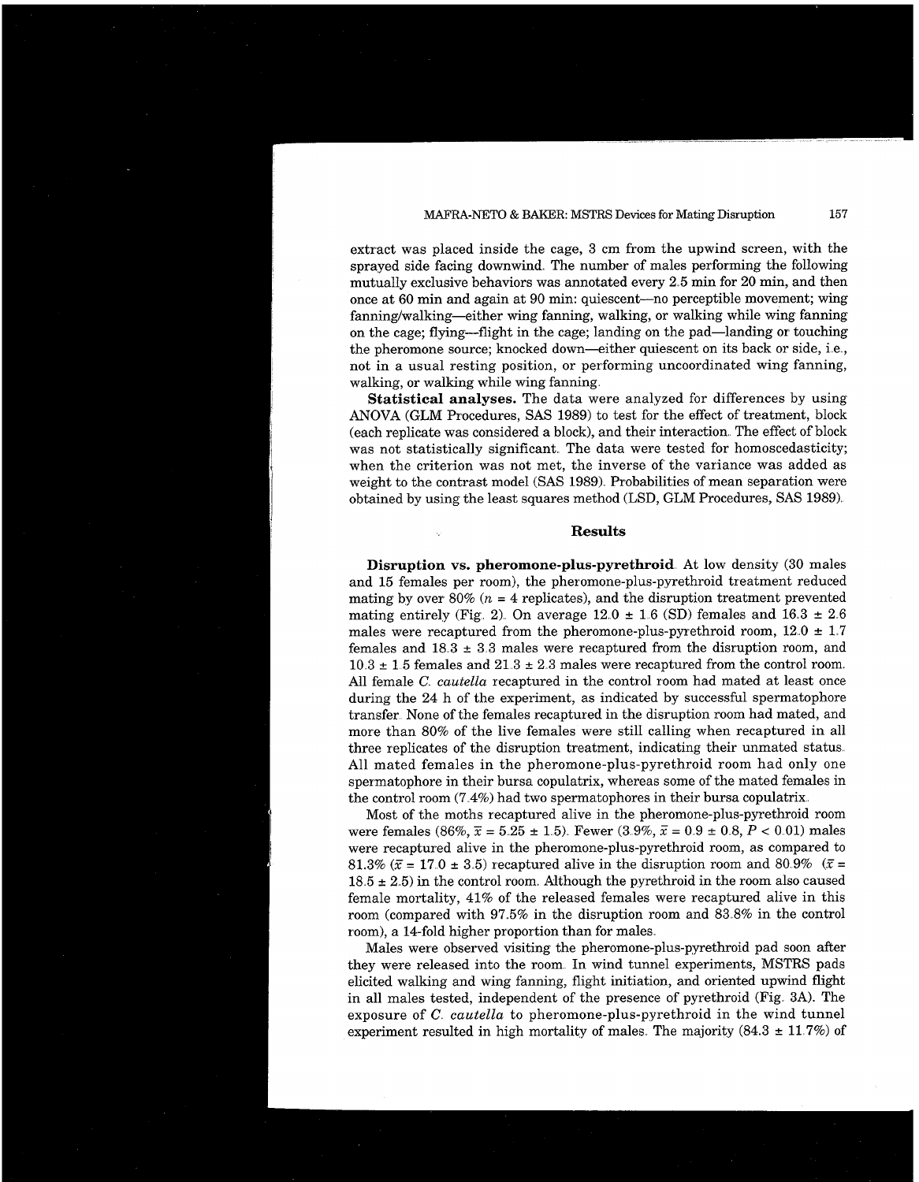extract was placed inside the cage, 3 cm from the upwind screen, with the sprayed side facing downwind. The number of males performing the following mutually exclusive behaviors was annotated every 2.5 min for 20 min, and then once at 60 min and again at 90 min: quiescent—no perceptible movement; wing fanning/walking—either wing fanning, walking, or walking while wing fanning on the cage; flying—flight in the cage; landing on the pad—landing or touching the pheromone source; knocked down—either quiescent on its back or side, i.e., not in a usual resting position, or performing uncoordinated wing fanning, walking, or walking while wing fanning.

**Statistical analyses.** The data were analyzed for differences by using ANOVA (GLM Procedures, SAS 1989) to test for the effect of treatment, block (each replicate was considered a block), and their interaction. The effect of block was not statistically significant. The data were tested for homoscedasticity; when the criterion was not met, the inverse of the variance was added as weight to the contrast model (SAS 1989). Probabilities of mean separation were obtained by using the least squares method (LSD, GLM Procedures, SAS 1989).

## Results

**Disruption vs. pheromone-plus-pyrethroid.** At low density (30 males and 15 females per room), the pheromone-plus-pyrethroid treatment reduced mating by over 80% ($n = 4$ replicates), and the disruption treatment prevented mating entirely (Fig. 2). On average 12.0 ± 1.6 (SD) females and 16.3 ± 2.6 males were recaptured from the pheromone-plus-pyrethroid room, 12.0 ± 1.7 females and 18.3 ± 3.3 males were recaptured from the disruption room, and 10.3 ± 1.5 females and 21.3 ± 2.3 males were recaptured from the control room. All female *C. cautella* recaptured in the control room had mated at least once during the 24 h of the experiment, as indicated by successful spermatophore transfer. None of the females recaptured in the disruption room had mated, and more than 80% of the live females were still calling when recaptured in all three replicates of the disruption treatment, indicating their unmated status. All mated females in the pheromone-plus-pyrethroid room had only one spermatophore in their bursa copulatrix, whereas some of the mated females in the control room (7.4%) had two spermatophores in their bursa copulatrix.

Most of the moths recaptured alive in the pheromone-plus-pyrethroid room were females (86%, $\bar{x} = 5.25 \pm 1.5$). Fewer (3.9%, $\bar{x} = 0.9 \pm 0.8$, $P < 0.01$) males were recaptured alive in the pheromone-plus-pyrethroid room, as compared to 81.3% ($\bar{x} = 17.0 \pm 3.5$) recaptured alive in the disruption room and 80.9% ($\bar{x} = 18.5 \pm 2.5$) in the control room. Although the pyrethroid in the room also caused female mortality, 41% of the released females were recaptured alive in this room (compared with 97.5% in the disruption room and 83.8% in the control room), a 14-fold higher proportion than for males.

Males were observed visiting the pheromone-plus-pyrethroid pad soon after they were released into the room. In wind tunnel experiments, MSTRS pads elicited walking and wing fanning, flight initiation, and oriented upwind flight in all males tested, independent of the presence of pyrethroid (Fig. 3A). The exposure of *C. cautella* to pheromone-plus-pyrethroid in the wind tunnel experiment resulted in high mortality of males. The majority (84.3 ± 11.7%) of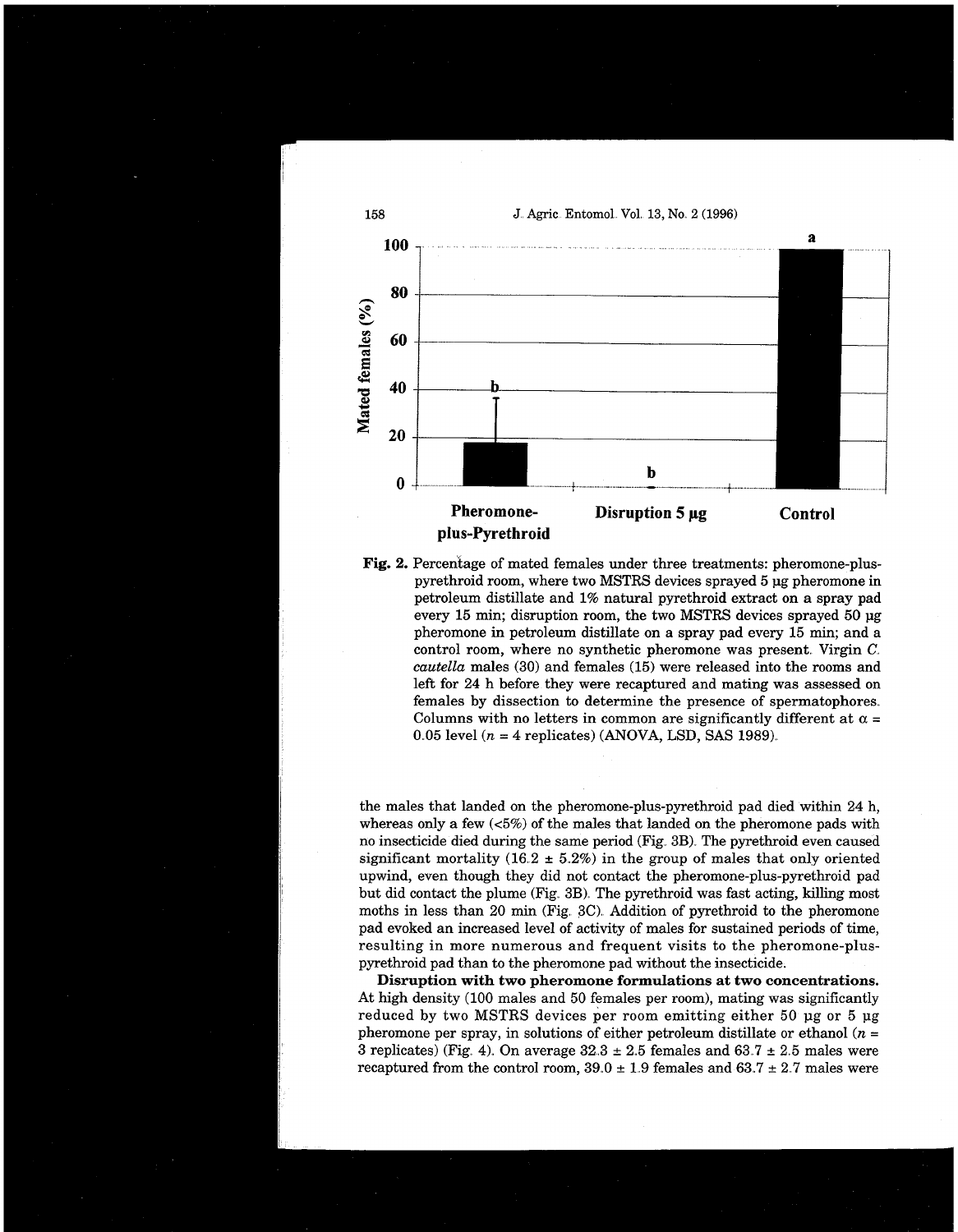100

80

60

40

20

0

Mated females (%)

b

b

a

Pheromone-plus-Pyrethroid

Disruption 5 μg

Control

**Fig. 2.** Percentage of mated females under three treatments: pheromone-plus-pyrethroid room, where two MSTRS devices sprayed 5 μg pheromone in petroleum distillate and 1% natural pyrethroid extract on a spray pad every 15 min; disruption room, the two MSTRS devices sprayed 50 μg pheromone in petroleum distillate on a spray pad every 15 min; and a control room, where no synthetic pheromone was present. Virgin *C. cautella* males (30) and females (15) were released into the rooms and left for 24 h before they were recaptured and mating was assessed on females by dissection to determine the presence of spermatophores. Columns with no letters in common are significantly different at $\alpha = 0.05$ level ($n = 4$ replicates) (ANOVA, LSD, SAS 1989).

the males that landed on the pheromone-plus-pyrethroid pad died within 24 h, whereas only a few (<5%) of the males that landed on the pheromone pads with no insecticide died during the same period (Fig. 3B). The pyrethroid even caused significant mortality (16.2 ± 5.2%) in the group of males that only oriented upwind, even though they did not contact the pheromone-plus-pyrethroid pad but did contact the plume (Fig. 3B). The pyrethroid was fast acting, killing most moths in less than 20 min (Fig. 3C). Addition of pyrethroid to the pheromone pad evoked an increased level of activity of males for sustained periods of time, resulting in more numerous and frequent visits to the pheromone-plus-pyrethroid pad than to the pheromone pad without the insecticide.

**Disruption with two pheromone formulations at two concentrations.** At high density (100 males and 50 females per room), mating was significantly reduced by two MSTRS devices per room emitting either 50 μg or 5 μg pheromone per spray, in solutions of either petroleum distillate or ethanol ($n = 3$ replicates) (Fig. 4). On average 32.3 ± 2.5 females and 63.7 ± 2.5 males were recaptured from the control room, 39.0 ± 1.9 females and 63.7 ± 2.7 males were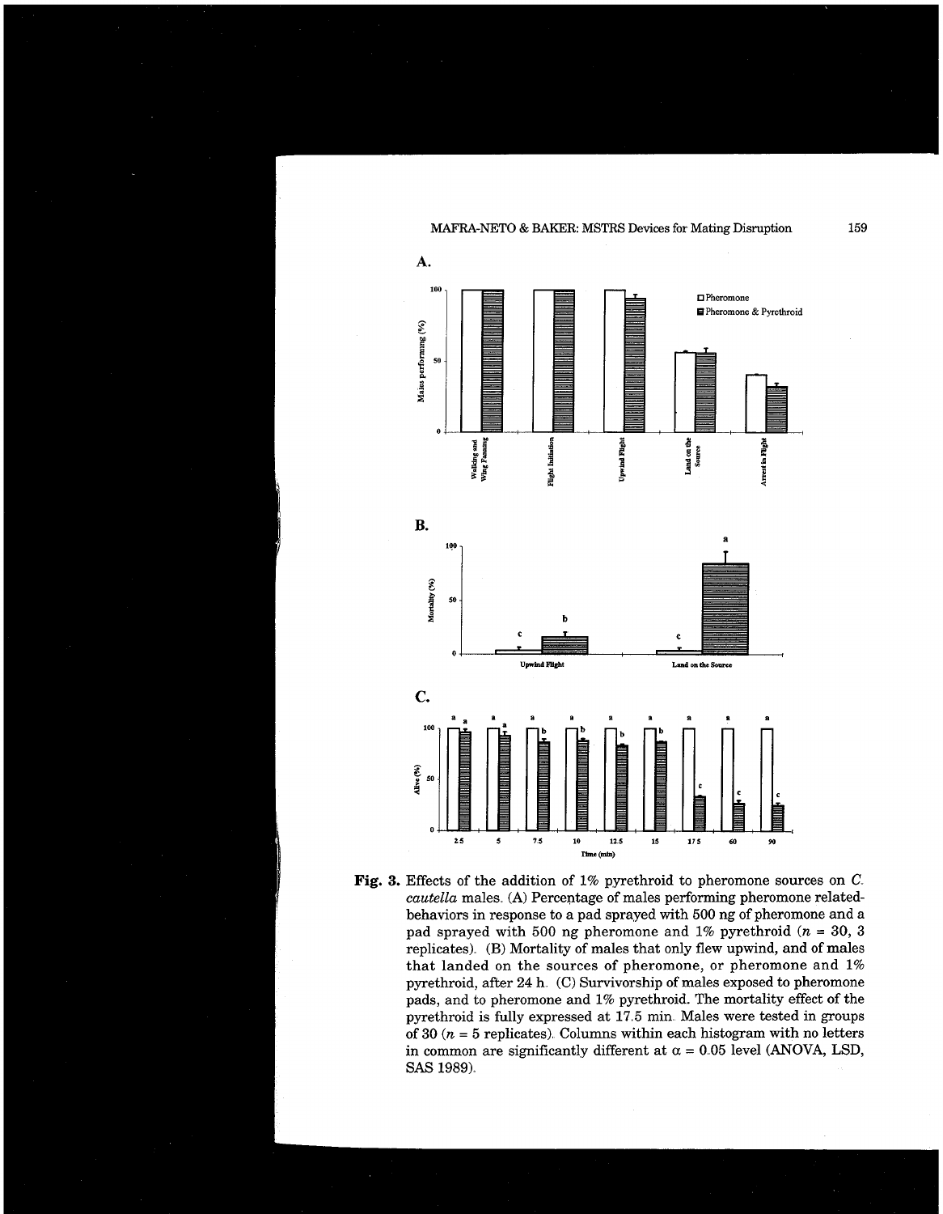A.

100

50

0

Males performing (%)

□ Pheromone

▤ Pheromone & Pyrethroid

Walking and Wing Fanning

Flight Initiation

Upwind Flight

Land on the Source

Arrest in Flight

B.

100

50

0

Mortality (%)

c

b

c

a

Upwind Flight

Land on the Source

C.

100

50

0

Alive (%)

a a a a a b a b a b a b a c a c a c

2.5 5 7.5 10 12.5 15 17.5 60 90

Time (min)

**Fig. 3.** Effects of the addition of 1% pyrethroid to pheromone sources on *C. cautella* males. (A) Percentage of males performing pheromone related-behaviors in response to a pad sprayed with 500 ng of pheromone and a pad sprayed with 500 ng pheromone and 1% pyrethroid ($n$ = 30, 3 replicates). (B) Mortality of males that only flew upwind, and of males that landed on the sources of pheromone, or pheromone and 1% pyrethroid, after 24 h. (C) Survivorship of males exposed to pheromone pads, and to pheromone and 1% pyrethroid. The mortality effect of the pyrethroid is fully expressed at 17.5 min. Males were tested in groups of 30 ($n$ = 5 replicates). Columns within each histogram with no letters in common are significantly different at $\alpha$ = 0.05 level (ANOVA, LSD, SAS 1989).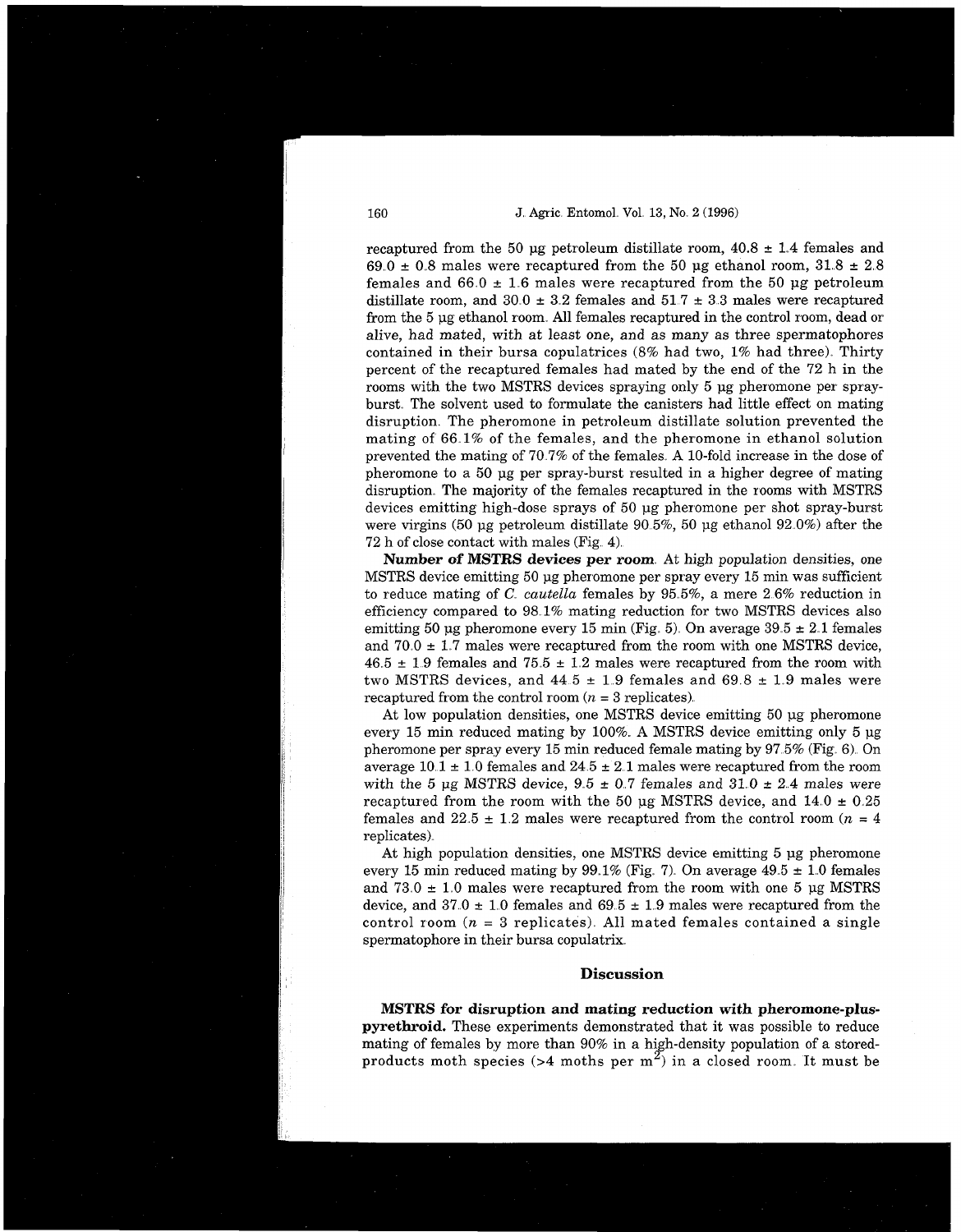recaptured from the 50 µg petroleum distillate room, 40.8 ± 1.4 females and 69.0 ± 0.8 males were recaptured from the 50 µg ethanol room, 31.8 ± 2.8 females and 66.0 ± 1.6 males were recaptured from the 50 µg petroleum distillate room, and 30.0 ± 3.2 females and 51.7 ± 3.3 males were recaptured from the 5 µg ethanol room. All females recaptured in the control room, dead or alive, had mated, with at least one, and as many as three spermatophores contained in their bursa copulatrices (8% had two, 1% had three). Thirty percent of the recaptured females had mated by the end of the 72 h in the rooms with the two MSTRS devices spraying only 5 µg pheromone per spray-burst. The solvent used to formulate the canisters had little effect on mating disruption. The pheromone in petroleum distillate solution prevented the mating of 66.1% of the females, and the pheromone in ethanol solution prevented the mating of 70.7% of the females. A 10-fold increase in the dose of pheromone to a 50 µg per spray-burst resulted in a higher degree of mating disruption. The majority of the females recaptured in the rooms with MSTRS devices emitting high-dose sprays of 50 µg pheromone per shot spray-burst were virgins (50 µg petroleum distillate 90.5%, 50 µg ethanol 92.0%) after the 72 h of close contact with males (Fig. 4).

**Number of MSTRS devices per room.** At high population densities, one MSTRS device emitting 50 µg pheromone per spray every 15 min was sufficient to reduce mating of *C. cautella* females by 95.5%, a mere 2.6% reduction in efficiency compared to 98.1% mating reduction for two MSTRS devices also emitting 50 µg pheromone every 15 min (Fig. 5). On average 39.5 ± 2.1 females and 70.0 ± 1.7 males were recaptured from the room with one MSTRS device, 46.5 ± 1.9 females and 75.5 ± 1.2 males were recaptured from the room with two MSTRS devices, and 44.5 ± 1.9 females and 69.8 ± 1.9 males were recaptured from the control room ($n$ = 3 replicates).

At low population densities, one MSTRS device emitting 50 µg pheromone every 15 min reduced mating by 100%. A MSTRS device emitting only 5 µg pheromone per spray every 15 min reduced female mating by 97.5% (Fig. 6). On average 10.1 ± 1.0 females and 24.5 ± 2.1 males were recaptured from the room with the 5 µg MSTRS device, 9.5 ± 0.7 females and 31.0 ± 2.4 males were recaptured from the room with the 50 µg MSTRS device, and 14.0 ± 0.25 females and 22.5 ± 1.2 males were recaptured from the control room ($n$ = 4 replicates).

At high population densities, one MSTRS device emitting 5 µg pheromone every 15 min reduced mating by 99.1% (Fig. 7). On average 49.5 ± 1.0 females and 73.0 ± 1.0 males were recaptured from the room with one 5 µg MSTRS device, and 37.0 ± 1.0 females and 69.5 ± 1.9 males were recaptured from the control room ($n$ = 3 replicates). All mated females contained a single spermatophore in their bursa copulatrix.

## Discussion

**MSTRS for disruption and mating reduction with pheromone-plus-pyrethroid.** These experiments demonstrated that it was possible to reduce mating of females by more than 90% in a high-density population of a stored-products moth species (>4 moths per $m^2$) in a closed room. It must be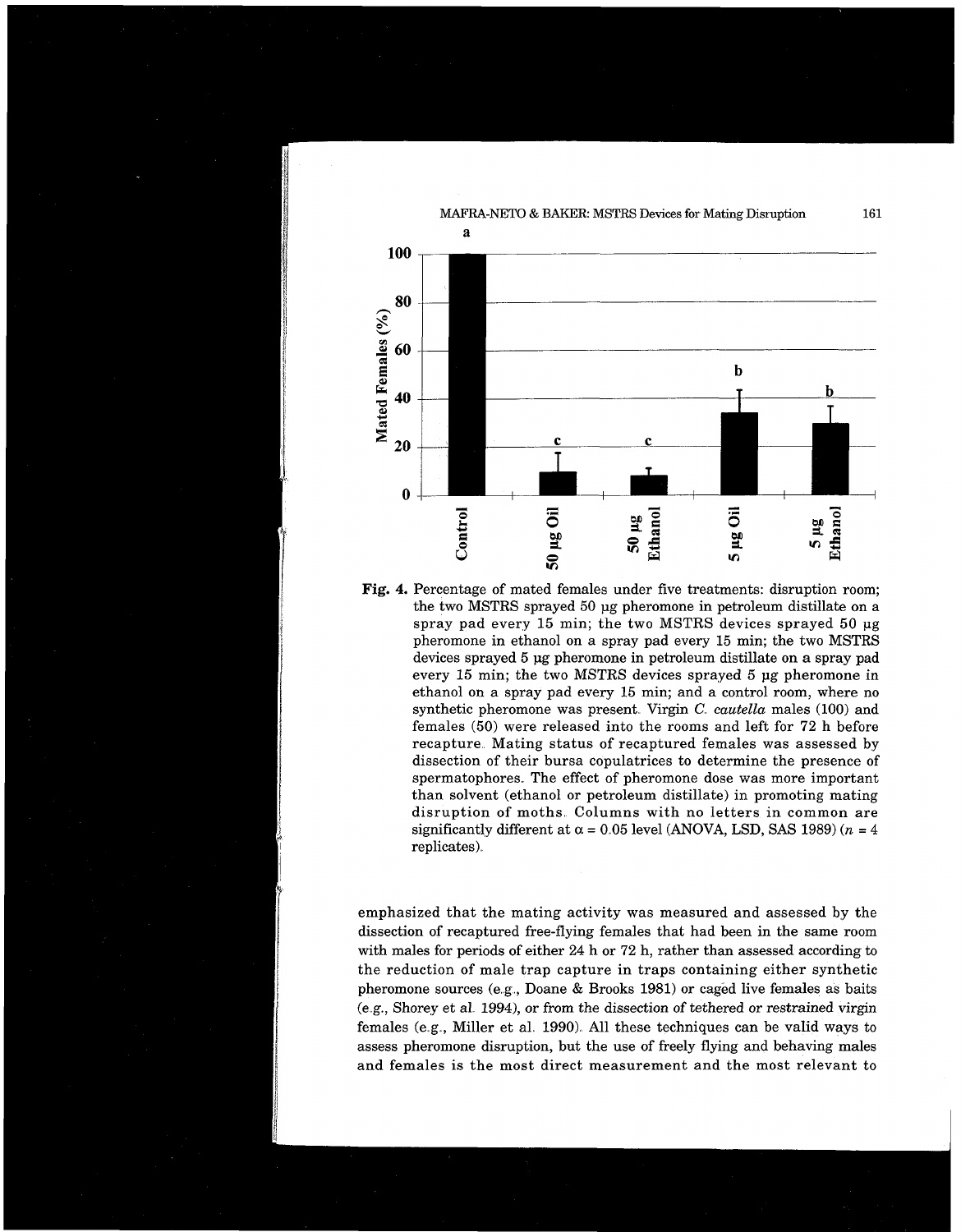a

100

80

60

40

20

0

Mated Females (%)

b

b

c

c

Control

50 μg Oil

50 μg Ethanol

5 μg Oil

5 μg Ethanol

**Fig. 4.** Percentage of mated females under five treatments: disruption room; the two MSTRS sprayed 50 μg pheromone in petroleum distillate on a spray pad every 15 min; the two MSTRS devices sprayed 50 μg pheromone in ethanol on a spray pad every 15 min; the two MSTRS devices sprayed 5 μg pheromone in petroleum distillate on a spray pad every 15 min; the two MSTRS devices sprayed 5 μg pheromone in ethanol on a spray pad every 15 min; and a control room, where no synthetic pheromone was present. Virgin *C. cautella* males (100) and females (50) were released into the rooms and left for 72 h before recapture. Mating status of recaptured females was assessed by dissection of their bursa copulatrices to determine the presence of spermatophores. The effect of pheromone dose was more important than solvent (ethanol or petroleum distillate) in promoting mating disruption of moths. Columns with no letters in common are significantly different at $\alpha = 0.05$ level (ANOVA, LSD, SAS 1989) ($n = 4$ replicates).

emphasized that the mating activity was measured and assessed by the dissection of recaptured free-flying females that had been in the same room with males for periods of either 24 h or 72 h, rather than assessed according to the reduction of male trap capture in traps containing either synthetic pheromone sources (e.g., Doane & Brooks 1981) or caged live females as baits (e.g., Shorey et al. 1994), or from the dissection of tethered or restrained virgin females (e.g., Miller et al. 1990). All these techniques can be valid ways to assess pheromone disruption, but the use of freely flying and behaving males and females is the most direct measurement and the most relevant to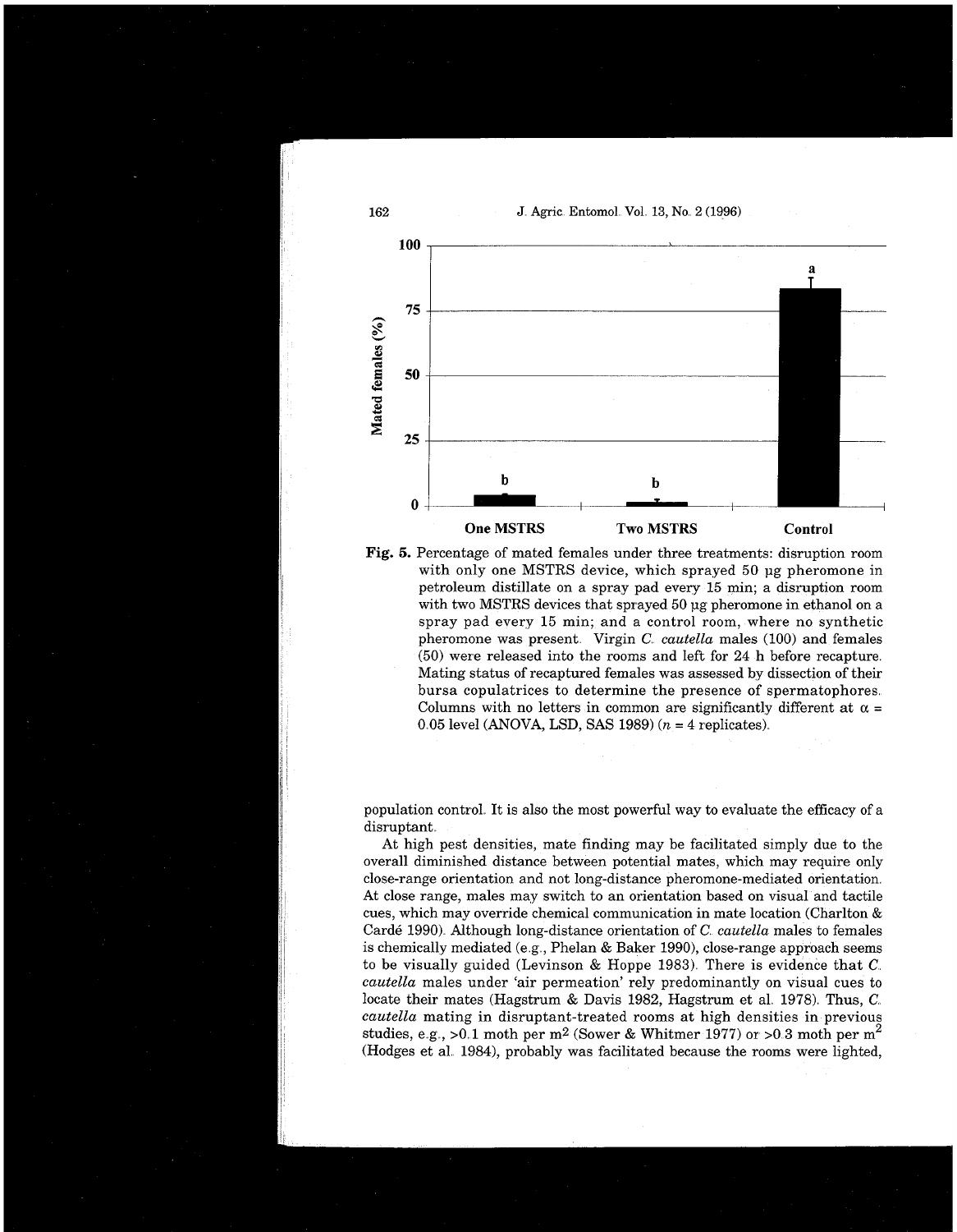100

75

50

25

0

Mated females (%)

b

b

a

One MSTRS

Two MSTRS

Control

**Fig. 5.** Percentage of mated females under three treatments: disruption room with only one MSTRS device, which sprayed 50 µg pheromone in petroleum distillate on a spray pad every 15 min; a disruption room with two MSTRS devices that sprayed 50 µg pheromone in ethanol on a spray pad every 15 min; and a control room, where no synthetic pheromone was present. Virgin *C. cautella* males (100) and females (50) were released into the rooms and left for 24 h before recapture. Mating status of recaptured females was assessed by dissection of their bursa copulatrices to determine the presence of spermatophores. Columns with no letters in common are significantly different at $\alpha = 0.05$ level (ANOVA, LSD, SAS 1989) ($n = 4$ replicates).

population control. It is also the most powerful way to evaluate the efficacy of a disruptant.

At high pest densities, mate finding may be facilitated simply due to the overall diminished distance between potential mates, which may require only close-range orientation and not long-distance pheromone-mediated orientation. At close range, males may switch to an orientation based on visual and tactile cues, which may override chemical communication in mate location (Charlton & Cardé 1990). Although long-distance orientation of *C. cautella* males to females is chemically mediated (e.g., Phelan & Baker 1990), close-range approach seems to be visually guided (Levinson & Hoppe 1983). There is evidence that *C. cautella* males under 'air permeation' rely predominantly on visual cues to locate their mates (Hagstrum & Davis 1982, Hagstrum et al. 1978). Thus, *C. cautella* mating in disruptant-treated rooms at high densities in previous studies, e.g., >0.1 moth per m$^2$ (Sower & Whitmer 1977) or >0.3 moth per m$^2$ (Hodges et al. 1984), probably was facilitated because the rooms were lighted,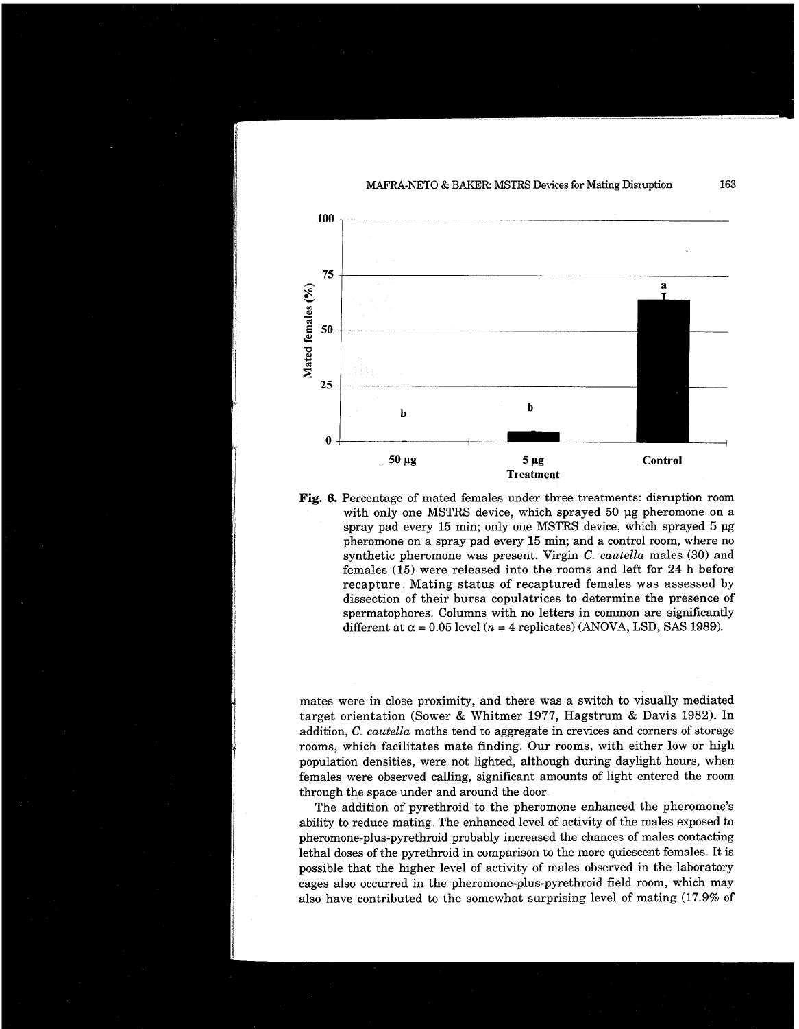100

75

50

25

0

Mated females (%)

b

b

a

50 μg

5 μg

Control

Treatment

**Fig. 6.** Percentage of mated females under three treatments: disruption room with only one MSTRS device, which sprayed 50 μg pheromone on a spray pad every 15 min; only one MSTRS device, which sprayed 5 μg pheromone on a spray pad every 15 min; and a control room, where no synthetic pheromone was present. Virgin *C. cautella* males (30) and females (15) were released into the rooms and left for 24 h before recapture. Mating status of recaptured females was assessed by dissection of their bursa copulatrices to determine the presence of spermatophores. Columns with no letters in common are significantly different at $\alpha = 0.05$ level ($n = 4$ replicates) (ANOVA, LSD, SAS 1989).

mates were in close proximity, and there was a switch to visually mediated target orientation (Sower & Whitmer 1977, Hagstrum & Davis 1982). In addition, *C. cautella* moths tend to aggregate in crevices and corners of storage rooms, which facilitates mate finding. Our rooms, with either low or high population densities, were not lighted, although during daylight hours, when females were observed calling, significant amounts of light entered the room through the space under and around the door.

The addition of pyrethroid to the pheromone enhanced the pheromone's ability to reduce mating. The enhanced level of activity of the males exposed to pheromone-plus-pyrethroid probably increased the chances of males contacting lethal doses of the pyrethroid in comparison to the more quiescent females. It is possible that the higher level of activity of males observed in the laboratory cages also occurred in the pheromone-plus-pyrethroid field room, which may also have contributed to the somewhat surprising level of mating (17.9% of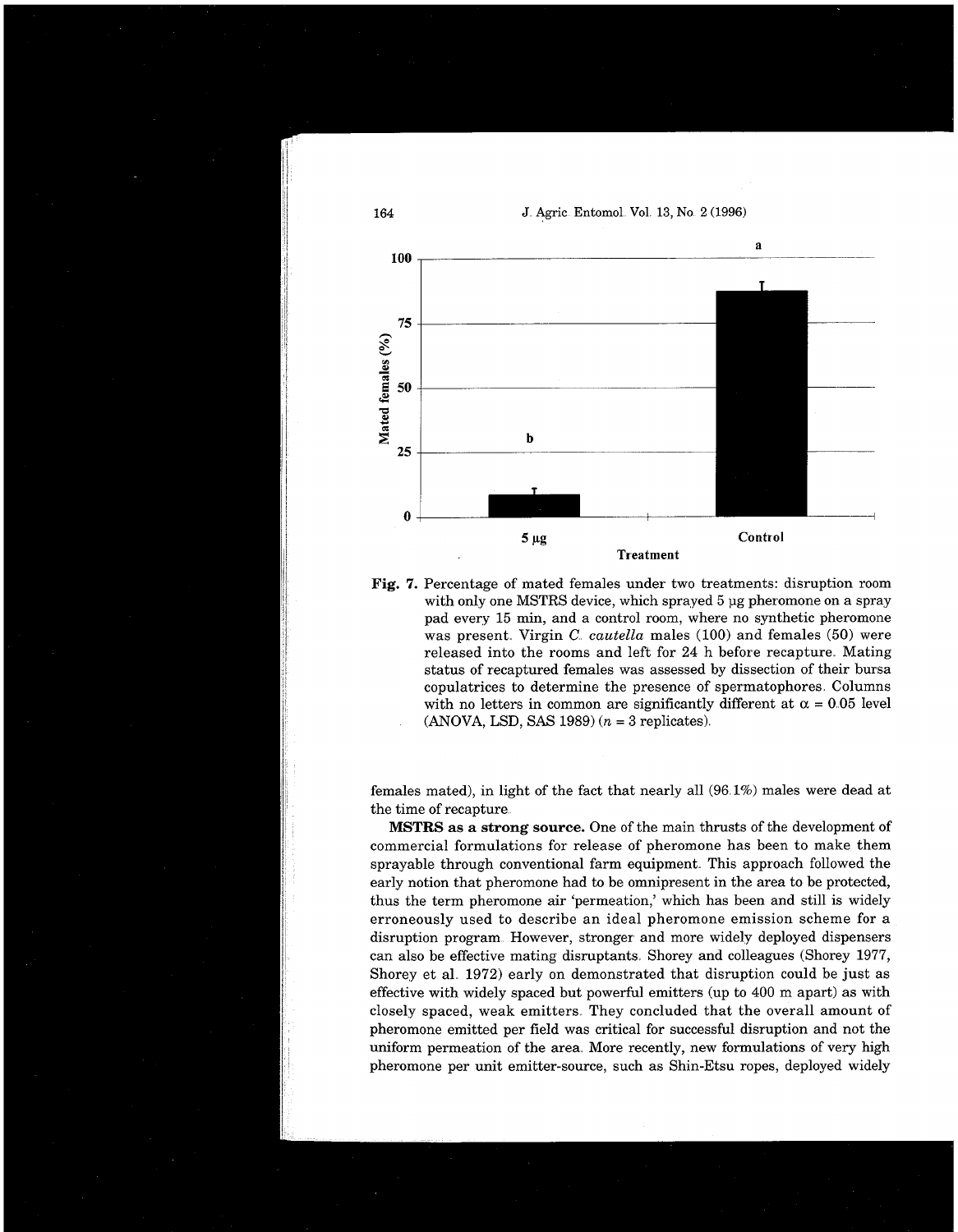100

75

50

25

0

Mated females (%)

b

a

5 μg

Control

Treatment

**Fig. 7.** Percentage of mated females under two treatments: disruption room with only one MSTRS device, which sprayed 5 μg pheromone on a spray pad every 15 min, and a control room, where no synthetic pheromone was present. Virgin *C. cautella* males (100) and females (50) were released into the rooms and left for 24 h before recapture. Mating status of recaptured females was assessed by dissection of their bursa copulatrices to determine the presence of spermatophores. Columns with no letters in common are significantly different at $\alpha = 0.05$ level (ANOVA, LSD, SAS 1989) ($n = 3$ replicates).

females mated), in light of the fact that nearly all (96.1%) males were dead at the time of recapture.

**MSTRS as a strong source.** One of the main thrusts of the development of commercial formulations for release of pheromone has been to make them sprayable through conventional farm equipment. This approach followed the early notion that pheromone had to be omnipresent in the area to be protected, thus the term pheromone air 'permeation,' which has been and still is widely erroneously used to describe an ideal pheromone emission scheme for a disruption program. However, stronger and more widely deployed dispensers can also be effective mating disruptants. Shorey and colleagues (Shorey 1977, Shorey et al. 1972) early on demonstrated that disruption could be just as effective with widely spaced but powerful emitters (up to 400 m apart) as with closely spaced, weak emitters. They concluded that the overall amount of pheromone emitted per field was critical for successful disruption and not the uniform permeation of the area. More recently, new formulations of very high pheromone per unit emitter-source, such as Shin-Etsu ropes, deployed widely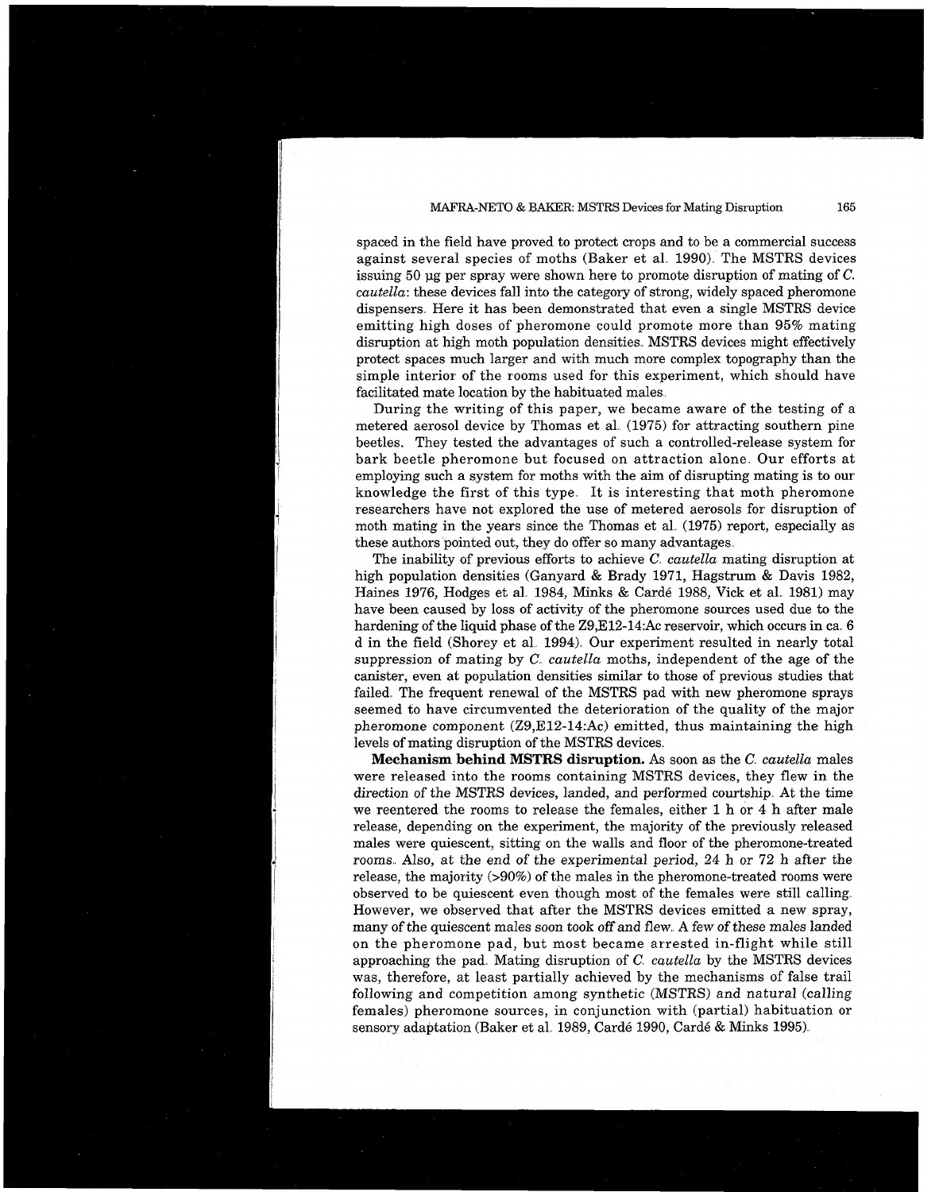spaced in the field have proved to protect crops and to be a commercial success against several species of moths (Baker et al. 1990). The MSTRS devices issuing 50 μg per spray were shown here to promote disruption of mating of *C. cautella*: these devices fall into the category of strong, widely spaced pheromone dispensers. Here it has been demonstrated that even a single MSTRS device emitting high doses of pheromone could promote more than 95% mating disruption at high moth population densities. MSTRS devices might effectively protect spaces much larger and with much more complex topography than the simple interior of the rooms used for this experiment, which should have facilitated mate location by the habituated males.

During the writing of this paper, we became aware of the testing of a metered aerosol device by Thomas et al. (1975) for attracting southern pine beetles. They tested the advantages of such a controlled-release system for bark beetle pheromone but focused on attraction alone. Our efforts at employing such a system for moths with the aim of disrupting mating is to our knowledge the first of this type. It is interesting that moth pheromone researchers have not explored the use of metered aerosols for disruption of moth mating in the years since the Thomas et al. (1975) report, especially as these authors pointed out, they do offer so many advantages.

The inability of previous efforts to achieve *C. cautella* mating disruption at high population densities (Ganyard & Brady 1971, Hagstrum & Davis 1982, Haines 1976, Hodges et al. 1984, Minks & Cardé 1988, Vick et al. 1981) may have been caused by loss of activity of the pheromone sources used due to the hardening of the liquid phase of the Z9,E12-14:Ac reservoir, which occurs in ca. 6 d in the field (Shorey et al. 1994). Our experiment resulted in nearly total suppression of mating by *C. cautella* moths, independent of the age of the canister, even at population densities similar to those of previous studies that failed. The frequent renewal of the MSTRS pad with new pheromone sprays seemed to have circumvented the deterioration of the quality of the major pheromone component (Z9,E12-14:Ac) emitted, thus maintaining the high levels of mating disruption of the MSTRS devices.

**Mechanism behind MSTRS disruption.** As soon as the *C. cautella* males were released into the rooms containing MSTRS devices, they flew in the direction of the MSTRS devices, landed, and performed courtship. At the time we reentered the rooms to release the females, either 1 h or 4 h after male release, depending on the experiment, the majority of the previously released males were quiescent, sitting on the walls and floor of the pheromone-treated rooms. Also, at the end of the experimental period, 24 h or 72 h after the release, the majority (>90%) of the males in the pheromone-treated rooms were observed to be quiescent even though most of the females were still calling. However, we observed that after the MSTRS devices emitted a new spray, many of the quiescent males soon took off and flew. A few of these males landed on the pheromone pad, but most became arrested in-flight while still approaching the pad. Mating disruption of *C. cautella* by the MSTRS devices was, therefore, at least partially achieved by the mechanisms of false trail following and competition among synthetic (MSTRS) and natural (calling females) pheromone sources, in conjunction with (partial) habituation or sensory adaptation (Baker et al. 1989, Cardé 1990, Cardé & Minks 1995).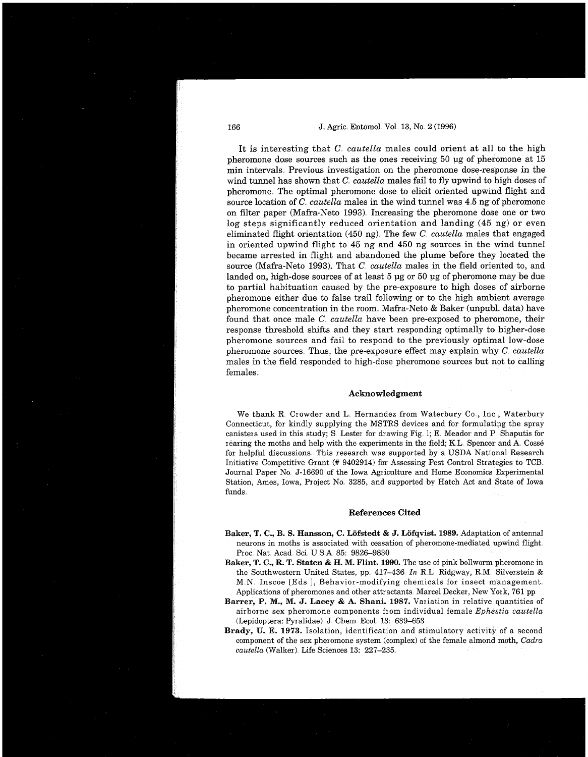It is interesting that *C. cautella* males could orient at all to the high pheromone dose sources such as the ones receiving 50 µg of pheromone at 15 min intervals. Previous investigation on the pheromone dose-response in the wind tunnel has shown that *C. cautella* males fail to fly upwind to high doses of pheromone. The optimal pheromone dose to elicit oriented upwind flight and source location of *C. cautella* males in the wind tunnel was 4.5 ng of pheromone on filter paper (Mafra-Neto 1993). Increasing the pheromone dose one or two log steps significantly reduced orientation and landing (45 ng) or even eliminated flight orientation (450 ng). The few *C. cautella* males that engaged in oriented upwind flight to 45 ng and 450 ng sources in the wind tunnel became arrested in flight and abandoned the plume before they located the source (Mafra-Neto 1993). That *C. cautella* males in the field oriented to, and landed on, high-dose sources of at least 5 µg or 50 µg of pheromone may be due to partial habituation caused by the pre-exposure to high doses of airborne pheromone either due to false trail following or to the high ambient average pheromone concentration in the room. Mafra-Neto & Baker (unpubl. data) have found that once male *C. cautella* have been pre-exposed to pheromone, their response threshold shifts and they start responding optimally to higher-dose pheromone sources and fail to respond to the previously optimal low-dose pheromone sources. Thus, the pre-exposure effect may explain why *C. cautella* males in the field responded to high-dose pheromone sources but not to calling females.

## Acknowledgment

We thank R. Crowder and L. Hernandez from Waterbury Co., Inc., Waterbury Connecticut, for kindly supplying the MSTRS devices and for formulating the spray canisters used in this study; S. Lester for drawing Fig. 1; E. Meador and P. Shaputis for rearing the moths and help with the experiments in the field; K.L. Spencer and A. Cossé for helpful discussions. This research was supported by a USDA National Research Initiative Competitive Grant (# 9402914) for Assessing Pest Control Strategies to TCB. Journal Paper No. J-16690 of the Iowa Agriculture and Home Economics Experimental Station, Ames, Iowa, Project No. 3285, and supported by Hatch Act and State of Iowa funds.

## References Cited

**Baker, T. C., B. S. Hansson, C. Löfstedt & J. Löfqvist. 1989.** Adaptation of antennal neurons in moths is associated with cessation of pheromone-mediated upwind flight. Proc. Nat. Acad. Sci. U.S.A. 85: 9826–9830.

**Baker, T. C., R. T. Staten & H. M. Flint. 1990.** The use of pink bollworm pheromone in the Southwestern United States, pp. 417–436. *In* R.L. Ridgway, R.M. Silverstein & M.N. Inscoe [Eds.], Behavior-modifying chemicals for insect management. Applications of pheromones and other attractants. Marcel Decker, New York, 761 pp.

**Barrer, P. M., M. J. Lacey & A. Shani. 1987.** Variation in relative quantities of airborne sex pheromone components from individual female *Ephestia cautella* (Lepidoptera: Pyralidae). J. Chem. Ecol. 13: 639–653.

**Brady, U. E. 1973.** Isolation, identification and stimulatory activity of a second component of the sex pheromone system (complex) of the female almond moth, *Cadra cautella* (Walker). Life Sciences 13: 227–235.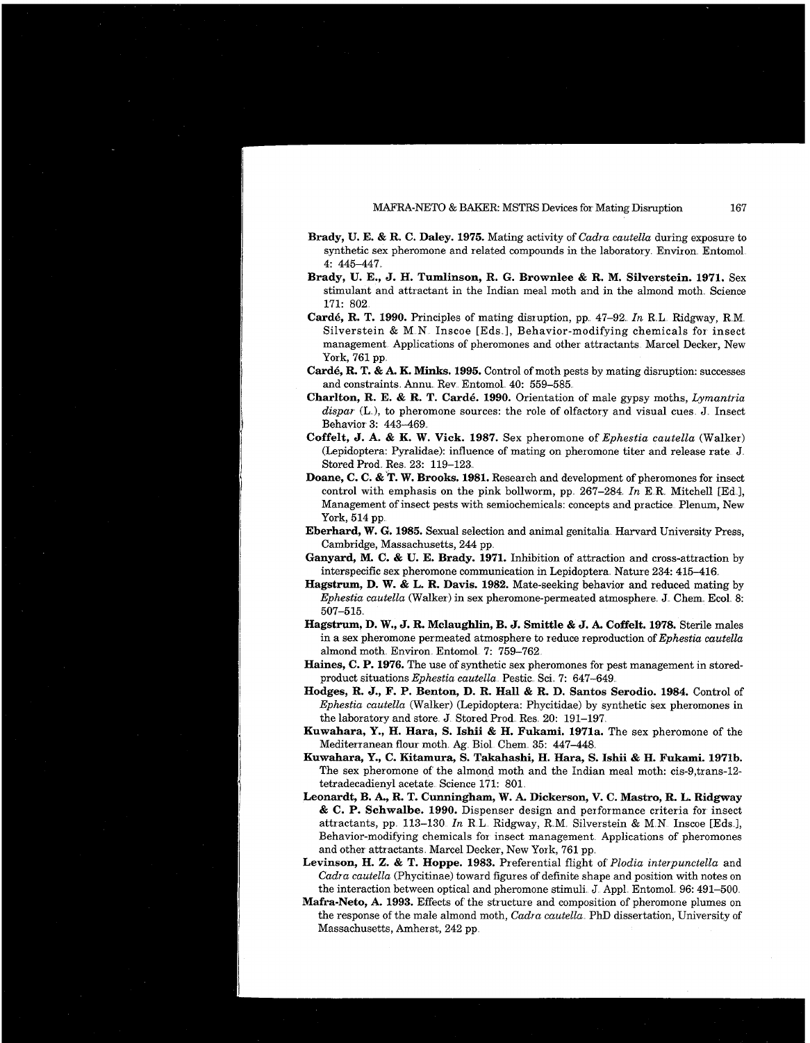**Brady, U. E. & R. C. Daley. 1975.** Mating activity of *Cadra cautella* during exposure to synthetic sex pheromone and related compounds in the laboratory. Environ. Entomol. 4: 445–447.

**Brady, U. E., J. H. Tumlinson, R. G. Brownlee & R. M. Silverstein. 1971.** Sex stimulant and attractant in the Indian meal moth and in the almond moth. Science 171: 802.

**Cardé, R. T. 1990.** Principles of mating disruption, pp. 47–92. *In* R.L. Ridgway, R.M. Silverstein & M.N. Inscoe [Eds.], Behavior-modifying chemicals for insect management. Applications of pheromones and other attractants. Marcel Decker, New York, 761 pp.

**Cardé, R. T. & A. K. Minks. 1995.** Control of moth pests by mating disruption: successes and constraints. Annu. Rev. Entomol. 40: 559–585.

**Charlton, R. E. & R. T. Cardé. 1990.** Orientation of male gypsy moths, *Lymantria dispar* (L.), to pheromone sources: the role of olfactory and visual cues. J. Insect Behavior 3: 443–469.

**Coffelt, J. A. & K. W. Vick. 1987.** Sex pheromone of *Ephestia cautella* (Walker) (Lepidoptera: Pyralidae): influence of mating on pheromone titer and release rate. J. Stored Prod. Res. 23: 119–123.

**Doane, C. C. & T. W. Brooks. 1981.** Research and development of pheromones for insect control with emphasis on the pink bollworm, pp. 267–284. *In* E.R. Mitchell [Ed.], Management of insect pests with semiochemicals: concepts and practice. Plenum, New York, 514 pp.

**Eberhard, W. G. 1985.** Sexual selection and animal genitalia. Harvard University Press, Cambridge, Massachusetts, 244 pp.

**Ganyard, M. C. & U. E. Brady. 1971.** Inhibition of attraction and cross-attraction by interspecific sex pheromone communication in Lepidoptera. Nature 234: 415–416.

**Hagstrum, D. W. & L. R. Davis. 1982.** Mate-seeking behavior and reduced mating by *Ephestia cautella* (Walker) in sex pheromone-permeated atmosphere. J. Chem. Ecol. 8: 507–515.

**Hagstrum, D. W., J. R. Mclaughlin, B. J. Smittle & J. A. Coffelt. 1978.** Sterile males in a sex pheromone permeated atmosphere to reduce reproduction of *Ephestia cautella* almond moth. Environ. Entomol. 7: 759–762.

**Haines, C. P. 1976.** The use of synthetic sex pheromones for pest management in stored-product situations *Ephestia cautella*. Pestic. Sci. 7: 647–649.

**Hodges, R. J., F. P. Benton, D. R. Hall & R. D. Santos Serodio. 1984.** Control of *Ephestia cautella* (Walker) (Lepidoptera: Phycitidae) by synthetic sex pheromones in the laboratory and store. J. Stored Prod. Res. 20: 191–197.

**Kuwahara, Y., H. Hara, S. Ishii & H. Fukami. 1971a.** The sex pheromone of the Mediterranean flour moth. Ag. Biol. Chem. 35: 447–448.

**Kuwahara, Y., C. Kitamura, S. Takahashi, H. Hara, S. Ishii & H. Fukami. 1971b.** The sex pheromone of the almond moth and the Indian meal moth: cis-9,trans-12-tetradecadienyl acetate. Science 171: 801.

**Leonardt, B. A., R. T. Cunningham, W. A. Dickerson, V. C. Mastro, R. L. Ridgway & C. P. Schwalbe. 1990.** Dispenser design and performance criteria for insect attractants, pp. 113–130. *In* R.L. Ridgway, R.M. Silverstein & M.N. Inscoe [Eds.], Behavior-modifying chemicals for insect management. Applications of pheromones and other attractants. Marcel Decker, New York, 761 pp.

**Levinson, H. Z. & T. Hoppe. 1983.** Preferential flight of *Plodia interpunctella* and *Cadra cautella* (Phycitinae) toward figures of definite shape and position with notes on the interaction between optical and pheromone stimuli. J. Appl. Entomol. 96: 491–500.

**Mafra-Neto, A. 1993.** Effects of the structure and composition of pheromone plumes on the response of the male almond moth, *Cadra cautella*. PhD dissertation, University of Massachusetts, Amherst, 242 pp.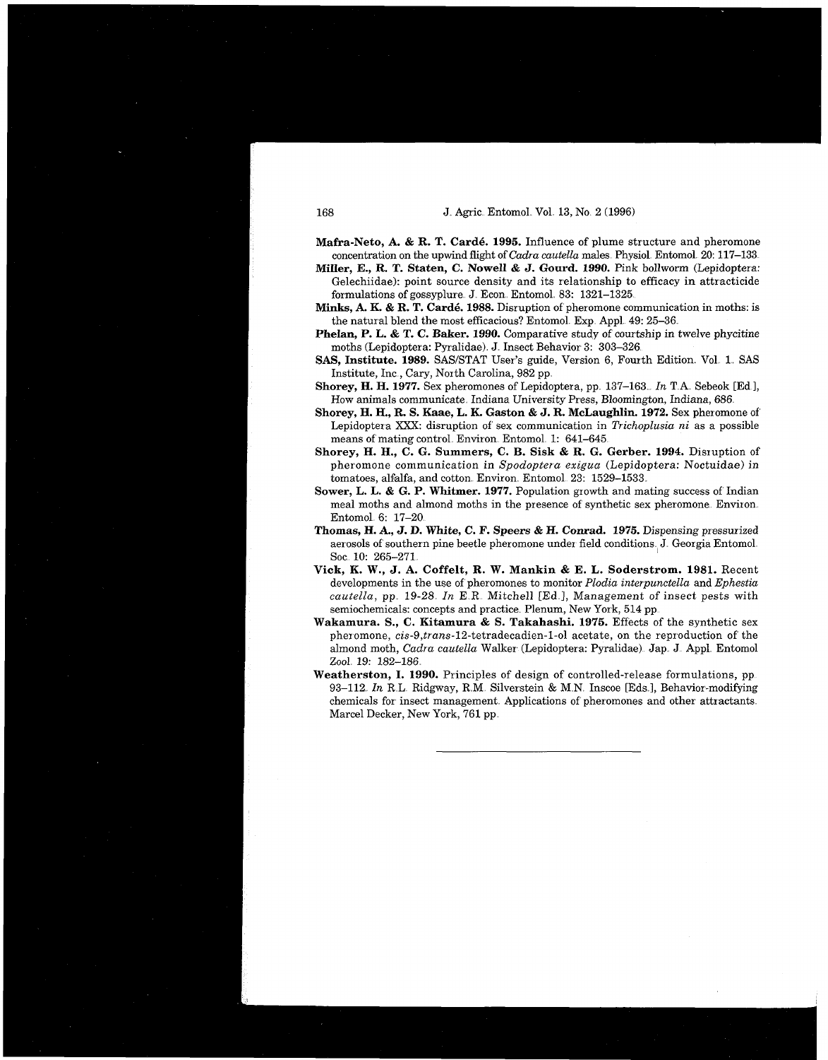**Mafra-Neto, A. & R. T. Cardé. 1995.** Influence of plume structure and pheromone concentration on the upwind flight of *Cadra cautella* males. Physiol. Entomol. 20: 117–133.

**Miller, E., R. T. Staten, C. Nowell & J. Gourd. 1990.** Pink bollworm (Lepidoptera: Gelechiidae): point source density and its relationship to efficacy in attracticide formulations of gossyplure. J. Econ. Entomol. 83: 1321–1325.

**Minks, A. K. & R. T. Cardé. 1988.** Disruption of pheromone communication in moths: is the natural blend the most efficacious? Entomol. Exp. Appl. 49: 25–36.

**Phelan, P. L. & T. C. Baker. 1990.** Comparative study of courtship in twelve phycitine moths (Lepidoptera: Pyralidae). J. Insect Behavior 3: 303–326.

**SAS, Institute. 1989.** SAS/STAT User's guide, Version 6, Fourth Edition. Vol. 1. SAS Institute, Inc., Cary, North Carolina, 982 pp.

**Shorey, H. H. 1977.** Sex pheromones of Lepidoptera, pp. 137–163. *In* T.A. Sebeok [Ed.], How animals communicate. Indiana University Press, Bloomington, Indiana, 686.

**Shorey, H. H., R. S. Kaae, L. K. Gaston & J. R. McLaughlin. 1972.** Sex pheromone of Lepidoptera XXX: disruption of sex communication in *Trichoplusia ni* as a possible means of mating control. Environ. Entomol. 1: 641–645.

**Shorey, H. H., C. G. Summers, C. B. Sisk & R. G. Gerber. 1994.** Disruption of pheromone communication in *Spodoptera exigua* (Lepidoptera: Noctuidae) in tomatoes, alfalfa, and cotton. Environ. Entomol. 23: 1529–1533.

**Sower, L. L. & G. P. Whitmer. 1977.** Population growth and mating success of Indian meal moths and almond moths in the presence of synthetic sex pheromone. Environ. Entomol. 6: 17–20.

**Thomas, H. A., J. D. White, C. F. Speers & H. Conrad. 1975.** Dispensing pressurized aerosols of southern pine beetle pheromone under field conditions. J. Georgia Entomol. Soc. 10: 265–271.

**Vick, K. W., J. A. Coffelt, R. W. Mankin & E. L. Soderstrom. 1981.** Recent developments in the use of pheromones to monitor *Plodia interpunctella* and *Ephestia cautella*, pp. 19-28. *In* E.R. Mitchell [Ed.], Management of insect pests with semiochemicals: concepts and practice. Plenum, New York, 514 pp.

**Wakamura. S., C. Kitamura & S. Takahashi. 1975.** Effects of the synthetic sex pheromone, *cis*-9,*trans*-12-tetradecadien-1-ol acetate, on the reproduction of the almond moth, *Cadra cautella* Walker (Lepidoptera: Pyralidae). Jap. J. Appl. Entomol Zool. 19: 182–186.

**Weatherston, I. 1990.** Principles of design of controlled-release formulations, pp. 93–112. *In* R.L. Ridgway, R.M. Silverstein & M.N. Inscoe [Eds.], Behavior-modifying chemicals for insect management. Applications of pheromones and other attractants. Marcel Decker, New York, 761 pp.